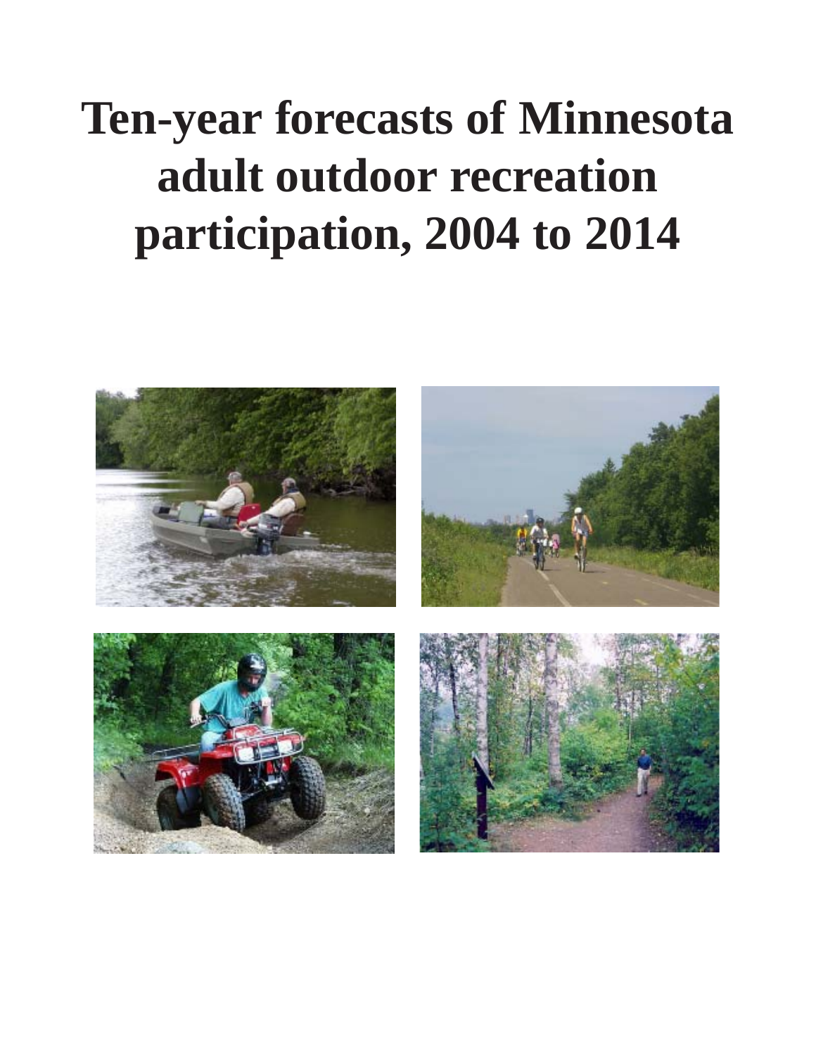# Ten-year forecasts of Minnesota adult outdoor recreation participation, 2004 to 2014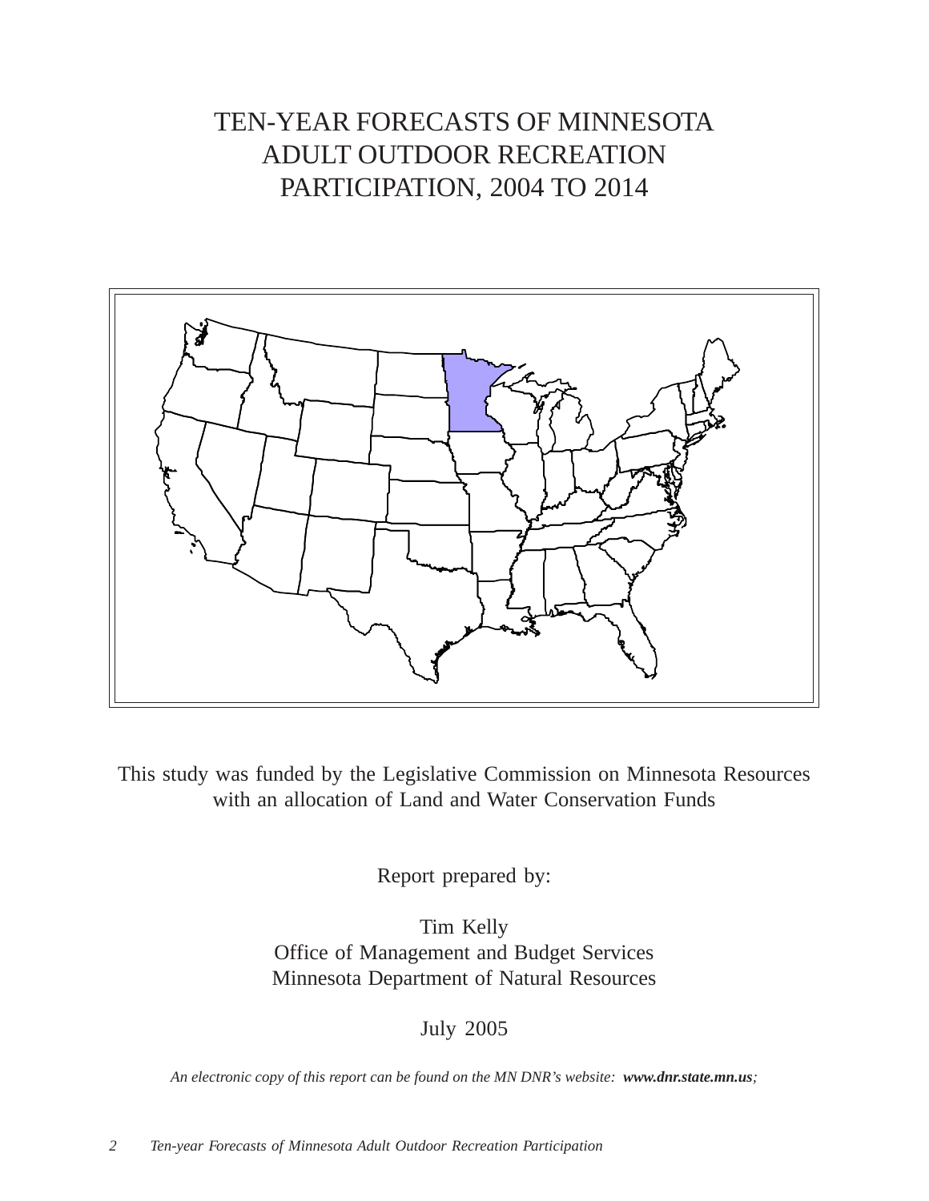# TEN-YEAR FORECASTS OF MINNESOTA ADULT OUTDOOR RECREATION PARTICIPATION, 2004 TO 2014

This study was funded by the Legislative Commission on Minnesota Resources with an allocation of Land and Water Conservation Funds

Report prepared by:

Tim Kelly
Office of Management and Budget Services
Minnesota Department of Natural Resources

July 2005

*An electronic copy of this report can be found on the MN DNR's website:* ***www.dnr.state.mn.us****;*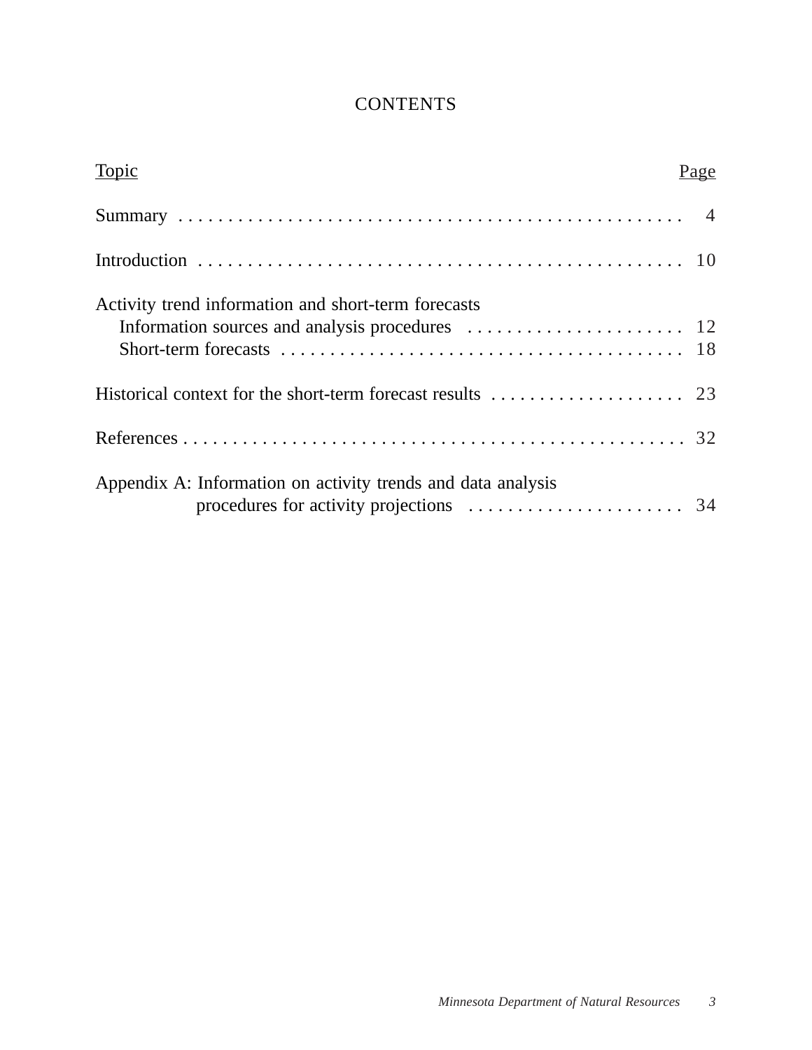# CONTENTS

| Topic | Page |
| --- | --- |
| Summary | 4 |
| Introduction | 10 |
| Activity trend information and short-term forecasts | |
| Information sources and analysis procedures | 12 |
| Short-term forecasts | 18 |
| Historical context for the short-term forecast results | 23 |
| References | 32 |
| Appendix A: Information on activity trends and data analysis procedures for activity projections | 34 |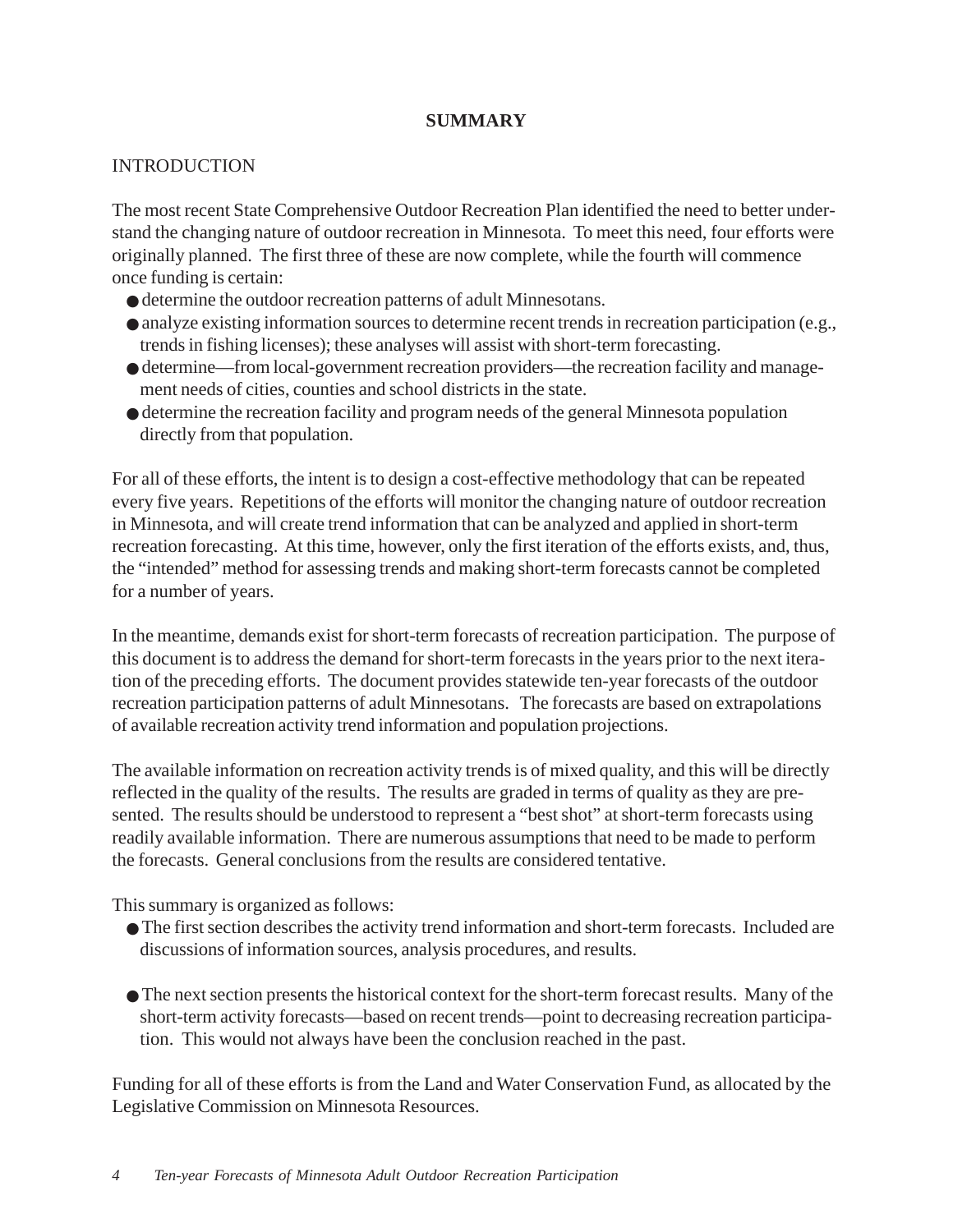# SUMMARY

## INTRODUCTION

The most recent State Comprehensive Outdoor Recreation Plan identified the need to better understand the changing nature of outdoor recreation in Minnesota. To meet this need, four efforts were originally planned. The first three of these are now complete, while the fourth will commence once funding is certain:

- determine the outdoor recreation patterns of adult Minnesotans.
- analyze existing information sources to determine recent trends in recreation participation (e.g., trends in fishing licenses); these analyses will assist with short-term forecasting.
- determine—from local-government recreation providers—the recreation facility and management needs of cities, counties and school districts in the state.
- determine the recreation facility and program needs of the general Minnesota population directly from that population.

For all of these efforts, the intent is to design a cost-effective methodology that can be repeated every five years. Repetitions of the efforts will monitor the changing nature of outdoor recreation in Minnesota, and will create trend information that can be analyzed and applied in short-term recreation forecasting. At this time, however, only the first iteration of the efforts exists, and, thus, the "intended" method for assessing trends and making short-term forecasts cannot be completed for a number of years.

In the meantime, demands exist for short-term forecasts of recreation participation. The purpose of this document is to address the demand for short-term forecasts in the years prior to the next iteration of the preceding efforts. The document provides statewide ten-year forecasts of the outdoor recreation participation patterns of adult Minnesotans. The forecasts are based on extrapolations of available recreation activity trend information and population projections.

The available information on recreation activity trends is of mixed quality, and this will be directly reflected in the quality of the results. The results are graded in terms of quality as they are presented. The results should be understood to represent a "best shot" at short-term forecasts using readily available information. There are numerous assumptions that need to be made to perform the forecasts. General conclusions from the results are considered tentative.

This summary is organized as follows:

- The first section describes the activity trend information and short-term forecasts. Included are discussions of information sources, analysis procedures, and results.
- The next section presents the historical context for the short-term forecast results. Many of the short-term activity forecasts—based on recent trends—point to decreasing recreation participation. This would not always have been the conclusion reached in the past.

Funding for all of these efforts is from the Land and Water Conservation Fund, as allocated by the Legislative Commission on Minnesota Resources.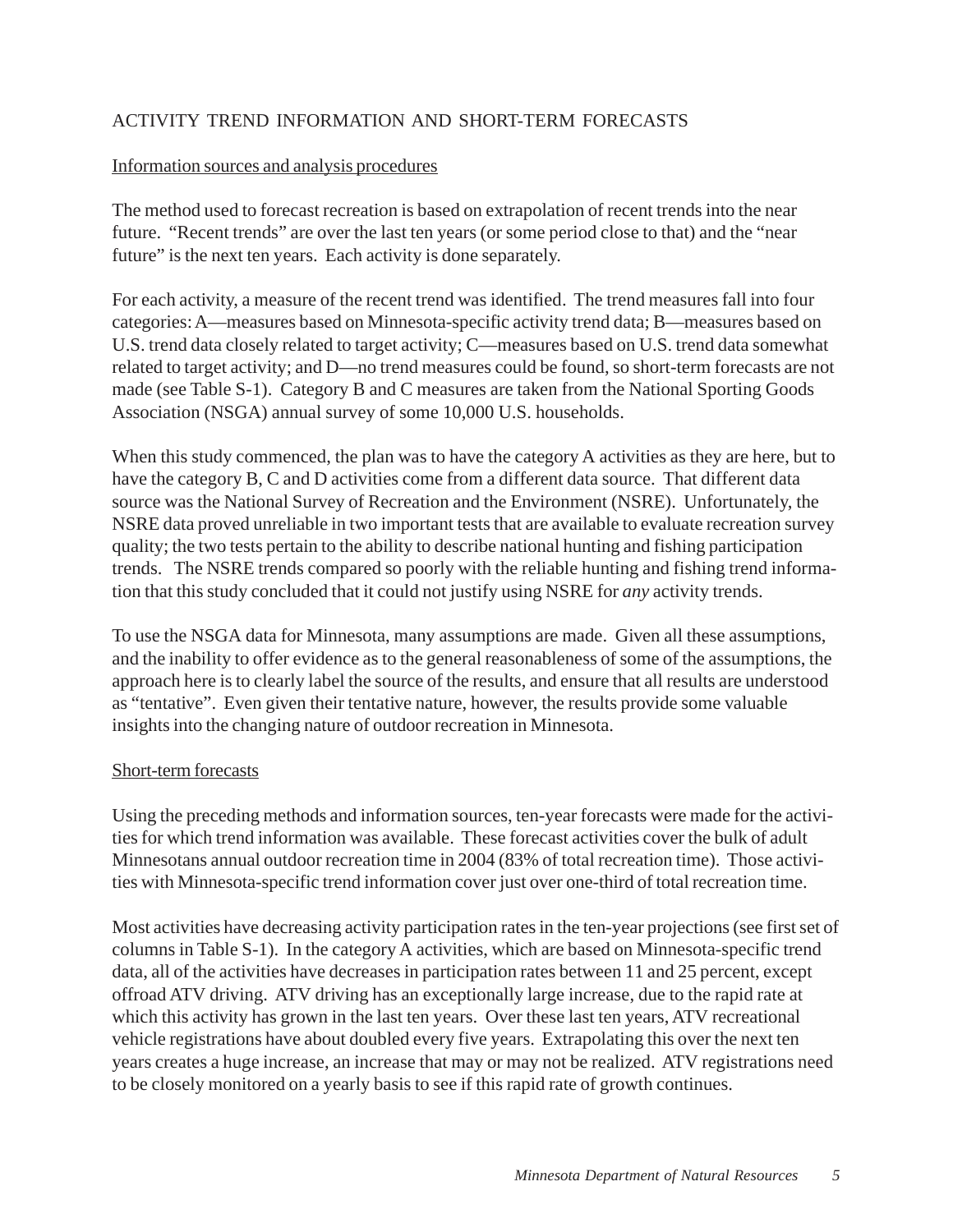## ACTIVITY TREND INFORMATION AND SHORT-TERM FORECASTS

### Information sources and analysis procedures

The method used to forecast recreation is based on extrapolation of recent trends into the near future. "Recent trends" are over the last ten years (or some period close to that) and the "near future" is the next ten years. Each activity is done separately.

For each activity, a measure of the recent trend was identified. The trend measures fall into four categories: A—measures based on Minnesota-specific activity trend data; B—measures based on U.S. trend data closely related to target activity; C—measures based on U.S. trend data somewhat related to target activity; and D—no trend measures could be found, so short-term forecasts are not made (see Table S-1). Category B and C measures are taken from the National Sporting Goods Association (NSGA) annual survey of some 10,000 U.S. households.

When this study commenced, the plan was to have the category A activities as they are here, but to have the category B, C and D activities come from a different data source. That different data source was the National Survey of Recreation and the Environment (NSRE). Unfortunately, the NSRE data proved unreliable in two important tests that are available to evaluate recreation survey quality; the two tests pertain to the ability to describe national hunting and fishing participation trends. The NSRE trends compared so poorly with the reliable hunting and fishing trend information that this study concluded that it could not justify using NSRE for *any* activity trends.

To use the NSGA data for Minnesota, many assumptions are made. Given all these assumptions, and the inability to offer evidence as to the general reasonableness of some of the assumptions, the approach here is to clearly label the source of the results, and ensure that all results are understood as "tentative". Even given their tentative nature, however, the results provide some valuable insights into the changing nature of outdoor recreation in Minnesota.

### Short-term forecasts

Using the preceding methods and information sources, ten-year forecasts were made for the activities for which trend information was available. These forecast activities cover the bulk of adult Minnesotans annual outdoor recreation time in 2004 (83% of total recreation time). Those activities with Minnesota-specific trend information cover just over one-third of total recreation time.

Most activities have decreasing activity participation rates in the ten-year projections (see first set of columns in Table S-1). In the category A activities, which are based on Minnesota-specific trend data, all of the activities have decreases in participation rates between 11 and 25 percent, except offroad ATV driving. ATV driving has an exceptionally large increase, due to the rapid rate at which this activity has grown in the last ten years. Over these last ten years, ATV recreational vehicle registrations have about doubled every five years. Extrapolating this over the next ten years creates a huge increase, an increase that may or may not be realized. ATV registrations need to be closely monitored on a yearly basis to see if this rapid rate of growth continues.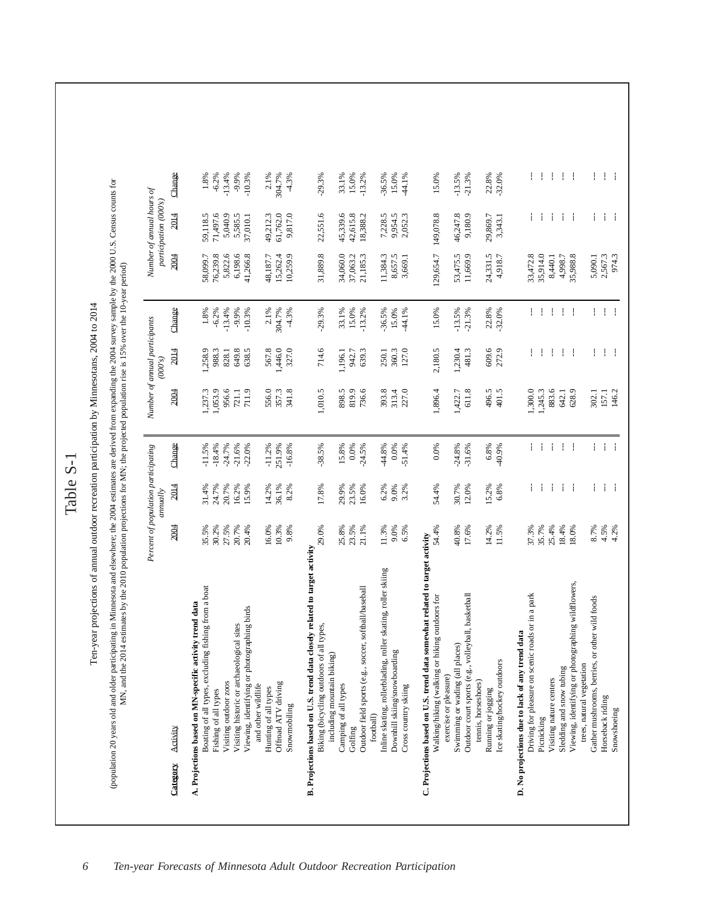# Table S-1

Ten-year projections of annual outdoor recreation participation by Minnesotans, 2004 to 2014

(population 20 years old and older participating in Minnesota and elsewhere; the 2004 estimates are derived from expanding the 2004 survey sample by the 2000 U.S. Census counts for MN, and the 2014 estimates by the 2010 population projections for MN; the projected population rise is 15% over the 10-year period)

| Category / Activity | Percent of population participating annually | | | Number of annual participants (000's) | | | Number of annual hours of participation (000's) | | |
|---|---|---|---|---|---|---|---|---|---|
| | 2004 | 2014 | Change | 2004 | 2014 | Change | 2004 | 2014 | Change |
| **A. Projections based on MN-specific activity trend data** | | | | | | | | | |
| Boating of all types, excluding fishing from a boat | 35.5% | 31.4% | -11.5% | 1,237.3 | 1,258.9 | 1.8% | 58,099.7 | 59,118.5 | 1.8% |
| Fishing of all types | 30.2% | 24.7% | -18.4% | 1,053.9 | 988.3 | -6.2% | 76,239.8 | 71,497.6 | -6.2% |
| Visiting outdoor zoos | 27.5% | 20.7% | -24.7% | 956.6 | 828.1 | -13.4% | 5,822.6 | 5,040.9 | -13.4% |
| Visiting historic or archaeological sites | 20.7% | 16.2% | -21.6% | 721.1 | 649.8 | -9.9% | 6,198.6 | 5,585.5 | -9.9% |
| Viewing, identifying or photographing birds and other wildlife | 20.4% | 15.9% | -22.0% | 711.9 | 638.5 | -10.3% | 41,266.8 | 37,010.1 | -10.3% |
| Hunting of all types | 16.0% | 14.2% | -11.2% | 556.0 | 567.8 | 2.1% | 48,187.7 | 49,212.3 | 2.1% |
| Offroad ATV driving | 10.3% | 36.1% | 251.9% | 357.3 | 1,446.0 | 304.7% | 15,262.4 | 61,762.0 | 304.7% |
| Snowmobiling | 9.8% | 8.2% | -16.8% | 341.8 | 327.0 | -4.3% | 10,259.9 | 9,817.0 | -4.3% |
| **B. Projections based on U.S. trend data closely related to target activity** | | | | | | | | | |
| Biking (bicycling outdoors of all types, including mountain biking) | 29.0% | 17.8% | -38.5% | 1,010.5 | 714.6 | -29.3% | 31,889.8 | 22,551.6 | -29.3% |
| Camping of all types | 25.8% | 29.9% | 15.8% | 898.5 | 1,196.1 | 33.1% | 34,060.0 | 45,339.6 | 33.1% |
| Golfing | 23.5% | 23.5% | 0.0% | 819.9 | 942.7 | 15.0% | 37,063.2 | 42,615.8 | 15.0% |
| Outdoor field sports (e.g., soccer, softball/baseball football) | 21.1% | 16.0% | -24.5% | 736.6 | 639.3 | -13.2% | 21,185.3 | 18,388.2 | -13.2% |
| Inline skating, rollerblading, roller skating, roller skiing | 11.3% | 6.2% | -44.8% | 393.8 | 250.1 | -36.5% | 11,384.3 | 7,228.5 | -36.5% |
| Downhill skiing/snowboarding | 9.0% | 9.0% | 0.0% | 313.4 | 360.3 | 15.0% | 8,657.5 | 9,954.5 | 15.0% |
| Cross country skiing | 6.5% | 3.2% | -51.4% | 227.0 | 127.0 | -44.1% | 3,669.1 | 2,052.3 | -44.1% |
| **C. Projections based on U.S. trend data somewhat related to target activity** | | | | | | | | | |
| Walking/hiking (walking or hiking outdoors for exercise or pleasure) | 54.4% | 54.4% | 0.0% | 1,896.4 | 2,180.5 | 15.0% | 129,654.7 | 149,078.8 | 15.0% |
| Swimming or wading (all places) | 40.8% | 30.7% | -24.8% | 1,422.7 | 1,230.4 | -13.5% | 53,475.5 | 46,247.8 | -13.5% |
| Outdoor court sports (e.g., volleyball, basketball tennis, horseshoes) | 17.6% | 12.0% | -31.6% | 611.8 | 481.3 | -21.3% | 11,669.9 | 9,180.9 | -21.3% |
| Running or jogging | 14.2% | 15.2% | 6.8% | 496.5 | 609.6 | 22.8% | 24,331.5 | 29,869.7 | 22.8% |
| Ice skating/hockey outdoors | 11.5% | 6.8% | -40.9% | 401.5 | 272.9 | -32.0% | 4,918.7 | 3,343.1 | -32.0% |
| **D. No projections due to lack of any trend data** | | | | | | | | | |
| Driving for pleasure on scenic roads or in a park | 37.3% | -- | -- | 1,300.0 | -- | -- | 33,472.8 | -- | -- |
| Picnicking | 35.7% | -- | -- | 1,245.3 | -- | -- | 35,914.0 | -- | -- |
| Visiting nature centers | 25.4% | -- | -- | 883.6 | -- | -- | 8,440.1 | -- | -- |
| Sledding and snow tubing | 18.4% | -- | -- | 642.1 | -- | -- | 4,998.7 | -- | -- |
| Viewing, identifying or photographing wildflowers, trees, natural vegetation | 18.0% | -- | -- | 628.9 | -- | -- | 35,988.8 | -- | -- |
| Gather mushrooms, berries, or other wild foods | 8.7% | -- | -- | 302.1 | -- | -- | 5,090.1 | -- | -- |
| Horseback riding | 4.5% | -- | -- | 157.1 | -- | -- | 2,567.3 | -- | -- |
| Snowshoeing | 4.2% | -- | -- | 146.2 | -- | -- | 974.3 | -- | -- |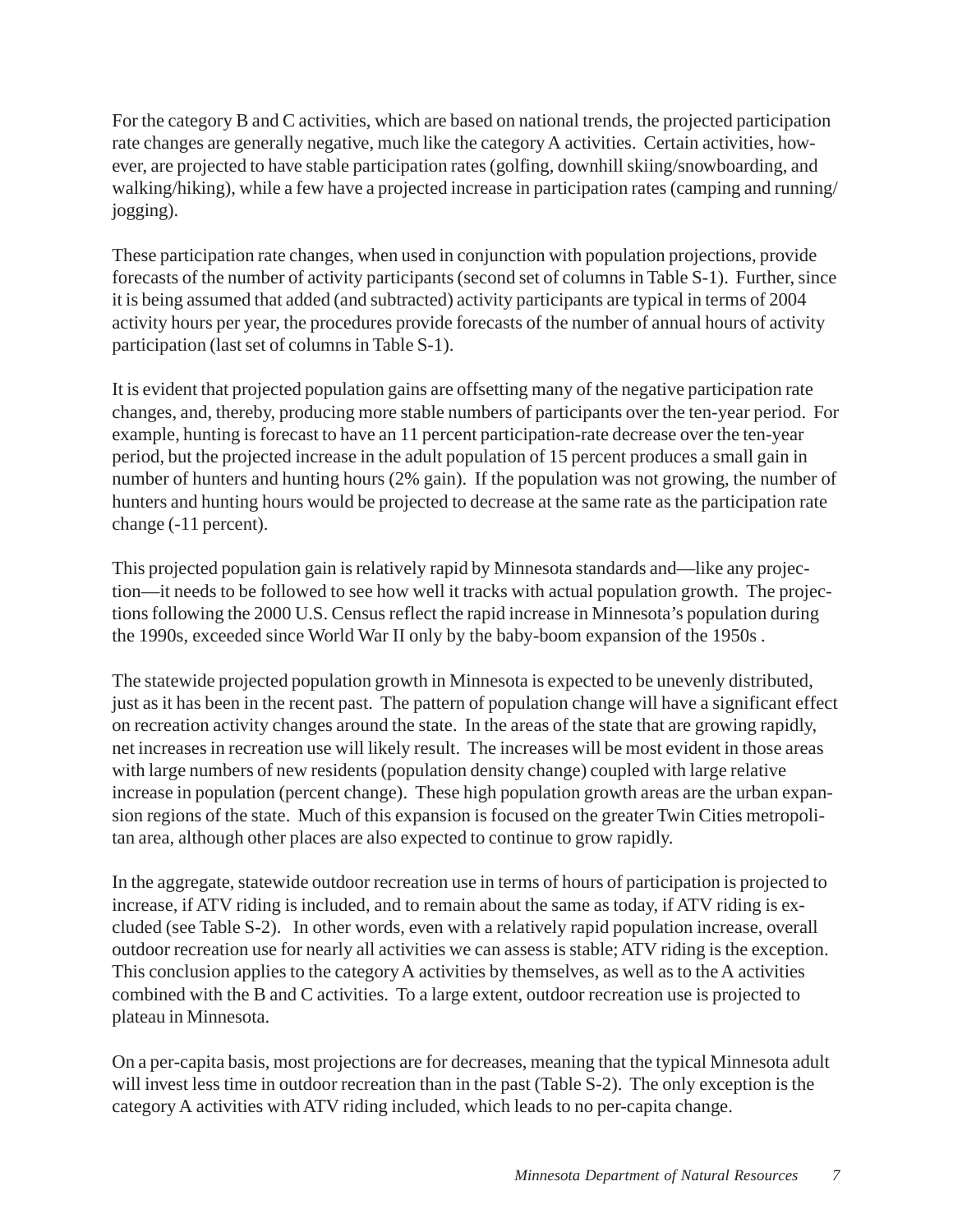For the category B and C activities, which are based on national trends, the projected participation rate changes are generally negative, much like the category A activities. Certain activities, however, are projected to have stable participation rates (golfing, downhill skiing/snowboarding, and walking/hiking), while a few have a projected increase in participation rates (camping and running/jogging).

These participation rate changes, when used in conjunction with population projections, provide forecasts of the number of activity participants (second set of columns in Table S-1). Further, since it is being assumed that added (and subtracted) activity participants are typical in terms of 2004 activity hours per year, the procedures provide forecasts of the number of annual hours of activity participation (last set of columns in Table S-1).

It is evident that projected population gains are offsetting many of the negative participation rate changes, and, thereby, producing more stable numbers of participants over the ten-year period. For example, hunting is forecast to have an 11 percent participation-rate decrease over the ten-year period, but the projected increase in the adult population of 15 percent produces a small gain in number of hunters and hunting hours (2% gain). If the population was not growing, the number of hunters and hunting hours would be projected to decrease at the same rate as the participation rate change (-11 percent).

This projected population gain is relatively rapid by Minnesota standards and—like any projection—it needs to be followed to see how well it tracks with actual population growth. The projections following the 2000 U.S. Census reflect the rapid increase in Minnesota's population during the 1990s, exceeded since World War II only by the baby-boom expansion of the 1950s .

The statewide projected population growth in Minnesota is expected to be unevenly distributed, just as it has been in the recent past. The pattern of population change will have a significant effect on recreation activity changes around the state. In the areas of the state that are growing rapidly, net increases in recreation use will likely result. The increases will be most evident in those areas with large numbers of new residents (population density change) coupled with large relative increase in population (percent change). These high population growth areas are the urban expansion regions of the state. Much of this expansion is focused on the greater Twin Cities metropolitan area, although other places are also expected to continue to grow rapidly.

In the aggregate, statewide outdoor recreation use in terms of hours of participation is projected to increase, if ATV riding is included, and to remain about the same as today, if ATV riding is excluded (see Table S-2). In other words, even with a relatively rapid population increase, overall outdoor recreation use for nearly all activities we can assess is stable; ATV riding is the exception. This conclusion applies to the category A activities by themselves, as well as to the A activities combined with the B and C activities. To a large extent, outdoor recreation use is projected to plateau in Minnesota.

On a per-capita basis, most projections are for decreases, meaning that the typical Minnesota adult will invest less time in outdoor recreation than in the past (Table S-2). The only exception is the category A activities with ATV riding included, which leads to no per-capita change.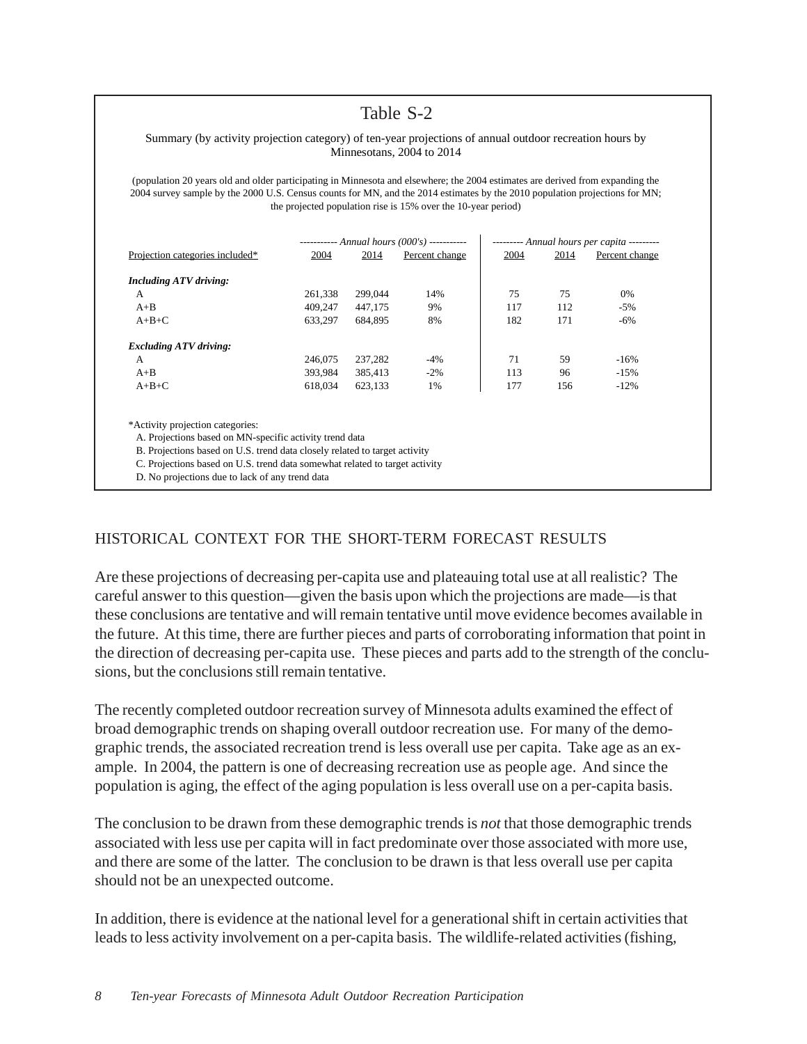## Table S-2

Summary (by activity projection category) of ten-year projections of annual outdoor recreation hours by Minnesotans, 2004 to 2014

(population 20 years old and older participating in Minnesota and elsewhere; the 2004 estimates are derived from expanding the 2004 survey sample by the 2000 U.S. Census counts for MN, and the 2014 estimates by the 2010 population projections for MN; the projected population rise is 15% over the 10-year period)

| Projection categories included* | Annual hours (000's) | | | Annual hours per capita | | |
|---|---|---|---|---|---|---|
| | 2004 | 2014 | Percent change | 2004 | 2014 | Percent change |
| ***Including ATV driving:*** | | | | | | |
| A | 261,338 | 299,044 | 14% | 75 | 75 | 0% |
| A+B | 409,247 | 447,175 | 9% | 117 | 112 | -5% |
| A+B+C | 633,297 | 684,895 | 8% | 182 | 171 | -6% |
| ***Excluding ATV driving:*** | | | | | | |
| A | 246,075 | 237,282 | -4% | 71 | 59 | -16% |
| A+B | 393,984 | 385,413 | -2% | 113 | 96 | -15% |
| A+B+C | 618,034 | 623,133 | 1% | 177 | 156 | -12% |

*Activity projection categories:
A. Projections based on MN-specific activity trend data
B. Projections based on U.S. trend data closely related to target activity
C. Projections based on U.S. trend data somewhat related to target activity
D. No projections due to lack of any trend data

## HISTORICAL CONTEXT FOR THE SHORT-TERM FORECAST RESULTS

Are these projections of decreasing per-capita use and plateauing total use at all realistic? The careful answer to this question—given the basis upon which the projections are made—is that these conclusions are tentative and will remain tentative until move evidence becomes available in the future. At this time, there are further pieces and parts of corroborating information that point in the direction of decreasing per-capita use. These pieces and parts add to the strength of the conclusions, but the conclusions still remain tentative.

The recently completed outdoor recreation survey of Minnesota adults examined the effect of broad demographic trends on shaping overall outdoor recreation use. For many of the demographic trends, the associated recreation trend is less overall use per capita. Take age as an example. In 2004, the pattern is one of decreasing recreation use as people age. And since the population is aging, the effect of the aging population is less overall use on a per-capita basis.

The conclusion to be drawn from these demographic trends is *not* that those demographic trends associated with less use per capita will in fact predominate over those associated with more use, and there are some of the latter. The conclusion to be drawn is that less overall use per capita should not be an unexpected outcome.

In addition, there is evidence at the national level for a generational shift in certain activities that leads to less activity involvement on a per-capita basis. The wildlife-related activities (fishing,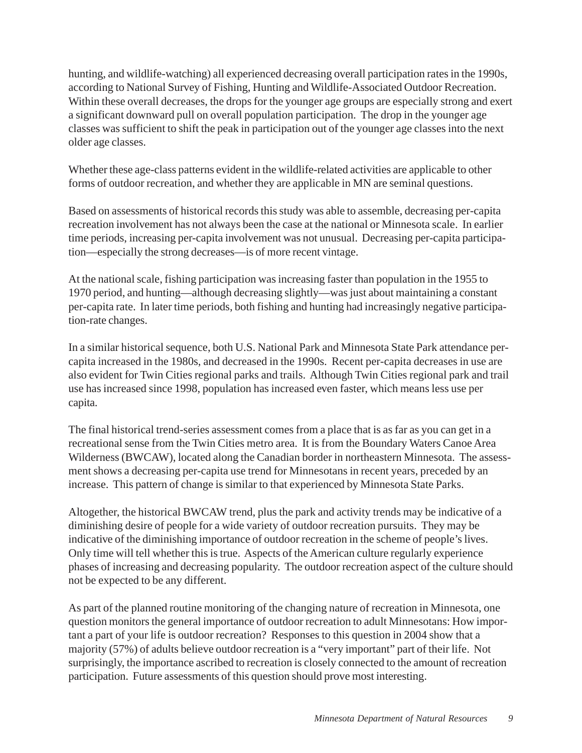hunting, and wildlife-watching) all experienced decreasing overall participation rates in the 1990s, according to National Survey of Fishing, Hunting and Wildlife-Associated Outdoor Recreation. Within these overall decreases, the drops for the younger age groups are especially strong and exert a significant downward pull on overall population participation. The drop in the younger age classes was sufficient to shift the peak in participation out of the younger age classes into the next older age classes.

Whether these age-class patterns evident in the wildlife-related activities are applicable to other forms of outdoor recreation, and whether they are applicable in MN are seminal questions.

Based on assessments of historical records this study was able to assemble, decreasing per-capita recreation involvement has not always been the case at the national or Minnesota scale. In earlier time periods, increasing per-capita involvement was not unusual. Decreasing per-capita participation—especially the strong decreases—is of more recent vintage.

At the national scale, fishing participation was increasing faster than population in the 1955 to 1970 period, and hunting—although decreasing slightly—was just about maintaining a constant per-capita rate. In later time periods, both fishing and hunting had increasingly negative participation-rate changes.

In a similar historical sequence, both U.S. National Park and Minnesota State Park attendance per-capita increased in the 1980s, and decreased in the 1990s. Recent per-capita decreases in use are also evident for Twin Cities regional parks and trails. Although Twin Cities regional park and trail use has increased since 1998, population has increased even faster, which means less use per capita.

The final historical trend-series assessment comes from a place that is as far as you can get in a recreational sense from the Twin Cities metro area. It is from the Boundary Waters Canoe Area Wilderness (BWCAW), located along the Canadian border in northeastern Minnesota. The assessment shows a decreasing per-capita use trend for Minnesotans in recent years, preceded by an increase. This pattern of change is similar to that experienced by Minnesota State Parks.

Altogether, the historical BWCAW trend, plus the park and activity trends may be indicative of a diminishing desire of people for a wide variety of outdoor recreation pursuits. They may be indicative of the diminishing importance of outdoor recreation in the scheme of people's lives. Only time will tell whether this is true. Aspects of the American culture regularly experience phases of increasing and decreasing popularity. The outdoor recreation aspect of the culture should not be expected to be any different.

As part of the planned routine monitoring of the changing nature of recreation in Minnesota, one question monitors the general importance of outdoor recreation to adult Minnesotans: How important a part of your life is outdoor recreation? Responses to this question in 2004 show that a majority (57%) of adults believe outdoor recreation is a "very important" part of their life. Not surprisingly, the importance ascribed to recreation is closely connected to the amount of recreation participation. Future assessments of this question should prove most interesting.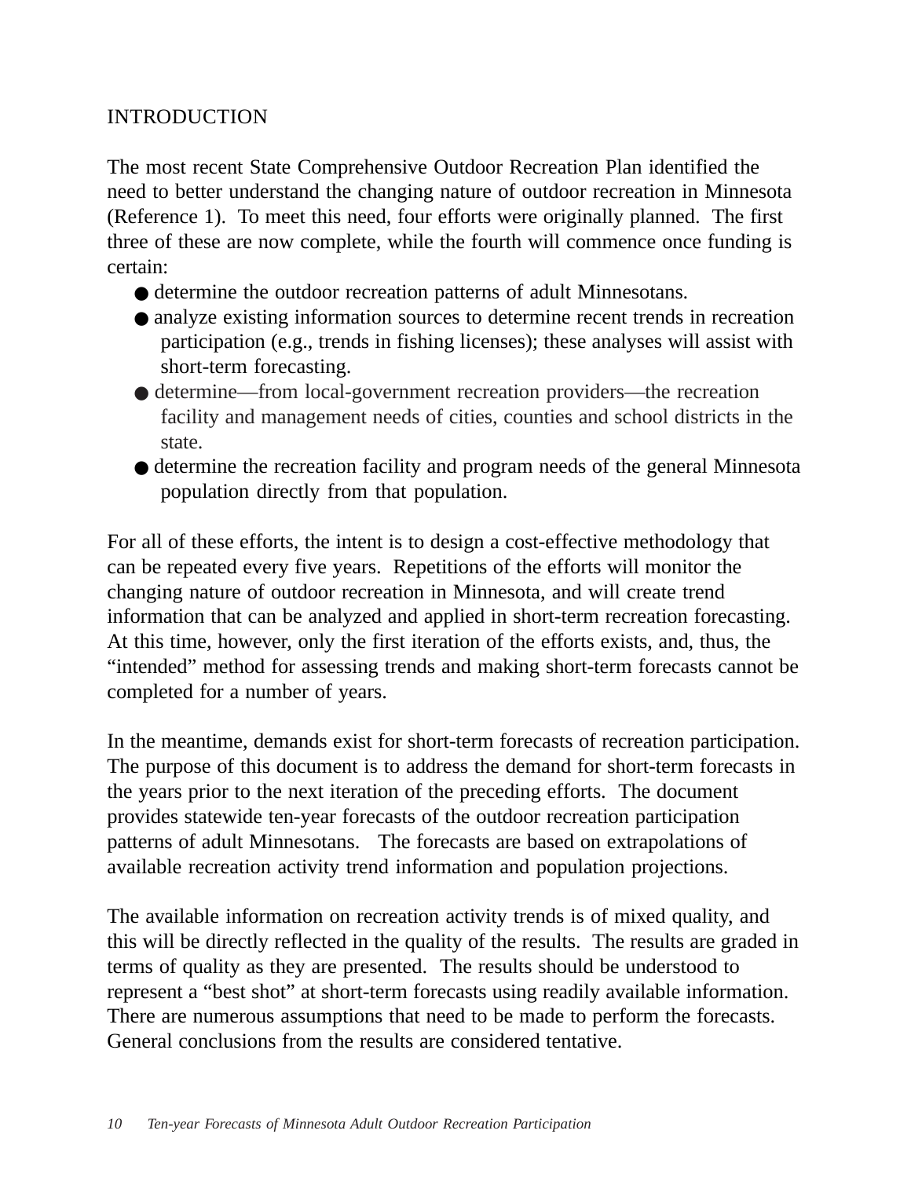# INTRODUCTION

The most recent State Comprehensive Outdoor Recreation Plan identified the need to better understand the changing nature of outdoor recreation in Minnesota (Reference 1). To meet this need, four efforts were originally planned. The first three of these are now complete, while the fourth will commence once funding is certain:

- determine the outdoor recreation patterns of adult Minnesotans.
- analyze existing information sources to determine recent trends in recreation participation (e.g., trends in fishing licenses); these analyses will assist with short-term forecasting.
- determine—from local-government recreation providers—the recreation facility and management needs of cities, counties and school districts in the state.
- determine the recreation facility and program needs of the general Minnesota population directly from that population.

For all of these efforts, the intent is to design a cost-effective methodology that can be repeated every five years. Repetitions of the efforts will monitor the changing nature of outdoor recreation in Minnesota, and will create trend information that can be analyzed and applied in short-term recreation forecasting. At this time, however, only the first iteration of the efforts exists, and, thus, the "intended" method for assessing trends and making short-term forecasts cannot be completed for a number of years.

In the meantime, demands exist for short-term forecasts of recreation participation. The purpose of this document is to address the demand for short-term forecasts in the years prior to the next iteration of the preceding efforts. The document provides statewide ten-year forecasts of the outdoor recreation participation patterns of adult Minnesotans. The forecasts are based on extrapolations of available recreation activity trend information and population projections.

The available information on recreation activity trends is of mixed quality, and this will be directly reflected in the quality of the results. The results are graded in terms of quality as they are presented. The results should be understood to represent a "best shot" at short-term forecasts using readily available information. There are numerous assumptions that need to be made to perform the forecasts. General conclusions from the results are considered tentative.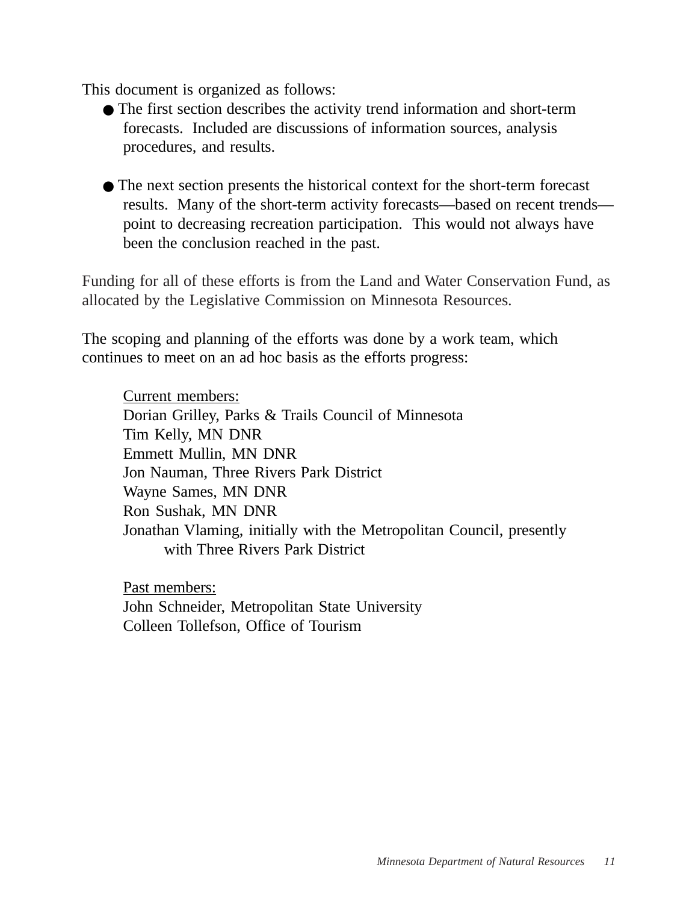This document is organized as follows:

- The first section describes the activity trend information and short-term forecasts. Included are discussions of information sources, analysis procedures, and results.
- The next section presents the historical context for the short-term forecast results. Many of the short-term activity forecasts—based on recent trends—point to decreasing recreation participation. This would not always have been the conclusion reached in the past.

Funding for all of these efforts is from the Land and Water Conservation Fund, as allocated by the Legislative Commission on Minnesota Resources.

The scoping and planning of the efforts was done by a work team, which continues to meet on an ad hoc basis as the efforts progress:

Current members:
Dorian Grilley, Parks & Trails Council of Minnesota
Tim Kelly, MN DNR
Emmett Mullin, MN DNR
Jon Nauman, Three Rivers Park District
Wayne Sames, MN DNR
Ron Sushak, MN DNR
Jonathan Vlaming, initially with the Metropolitan Council, presently with Three Rivers Park District

Past members:
John Schneider, Metropolitan State University
Colleen Tollefson, Office of Tourism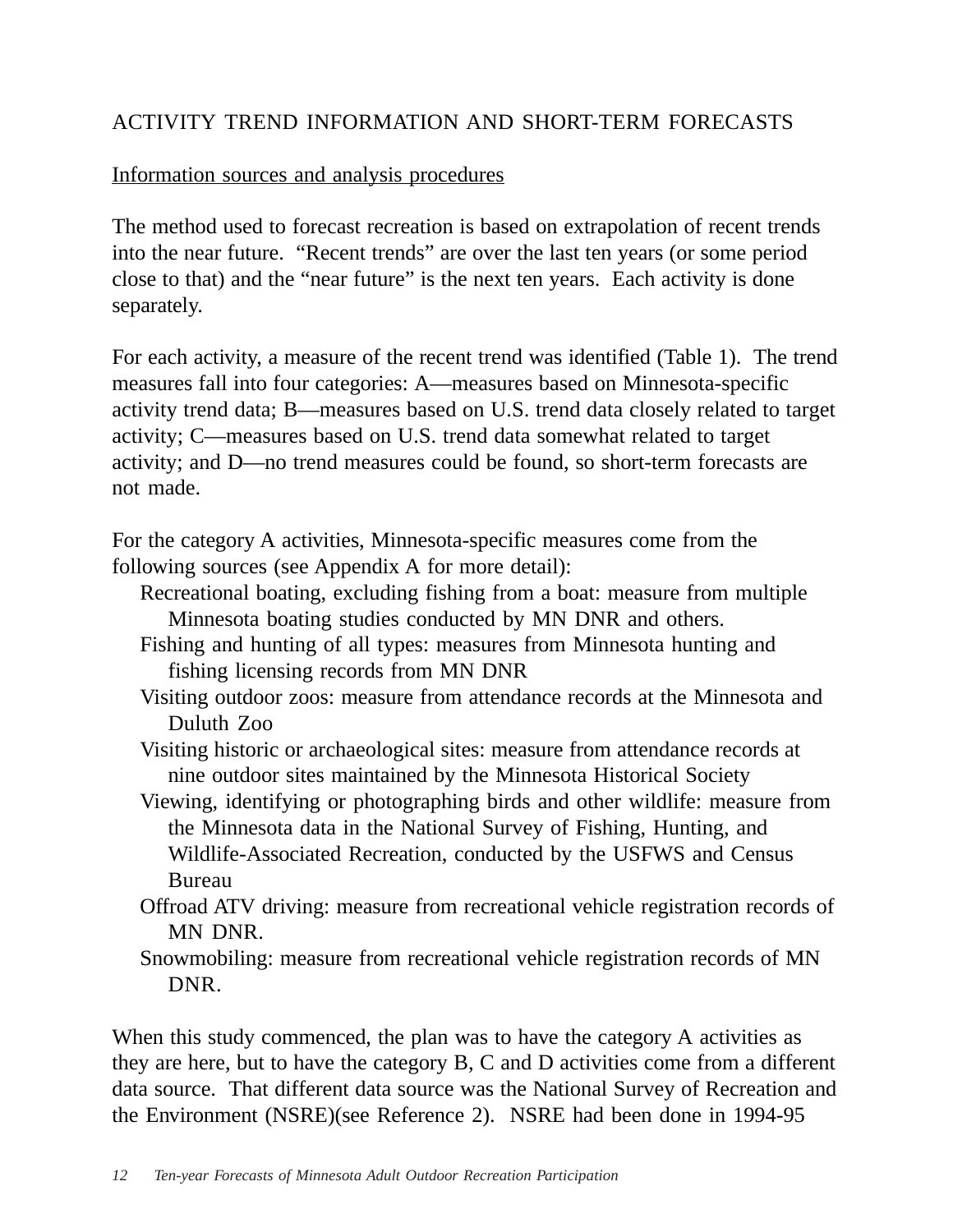## ACTIVITY TREND INFORMATION AND SHORT-TERM FORECASTS

### Information sources and analysis procedures

The method used to forecast recreation is based on extrapolation of recent trends into the near future. "Recent trends" are over the last ten years (or some period close to that) and the "near future" is the next ten years. Each activity is done separately.

For each activity, a measure of the recent trend was identified (Table 1). The trend measures fall into four categories: A—measures based on Minnesota-specific activity trend data; B—measures based on U.S. trend data closely related to target activity; C—measures based on U.S. trend data somewhat related to target activity; and D—no trend measures could be found, so short-term forecasts are not made.

For the category A activities, Minnesota-specific measures come from the following sources (see Appendix A for more detail):

- Recreational boating, excluding fishing from a boat: measure from multiple Minnesota boating studies conducted by MN DNR and others.
- Fishing and hunting of all types: measures from Minnesota hunting and fishing licensing records from MN DNR
- Visiting outdoor zoos: measure from attendance records at the Minnesota and Duluth Zoo
- Visiting historic or archaeological sites: measure from attendance records at nine outdoor sites maintained by the Minnesota Historical Society
- Viewing, identifying or photographing birds and other wildlife: measure from the Minnesota data in the National Survey of Fishing, Hunting, and Wildlife-Associated Recreation, conducted by the USFWS and Census Bureau
- Offroad ATV driving: measure from recreational vehicle registration records of MN DNR.
- Snowmobiling: measure from recreational vehicle registration records of MN DNR.

When this study commenced, the plan was to have the category A activities as they are here, but to have the category B, C and D activities come from a different data source. That different data source was the National Survey of Recreation and the Environment (NSRE)(see Reference 2). NSRE had been done in 1994-95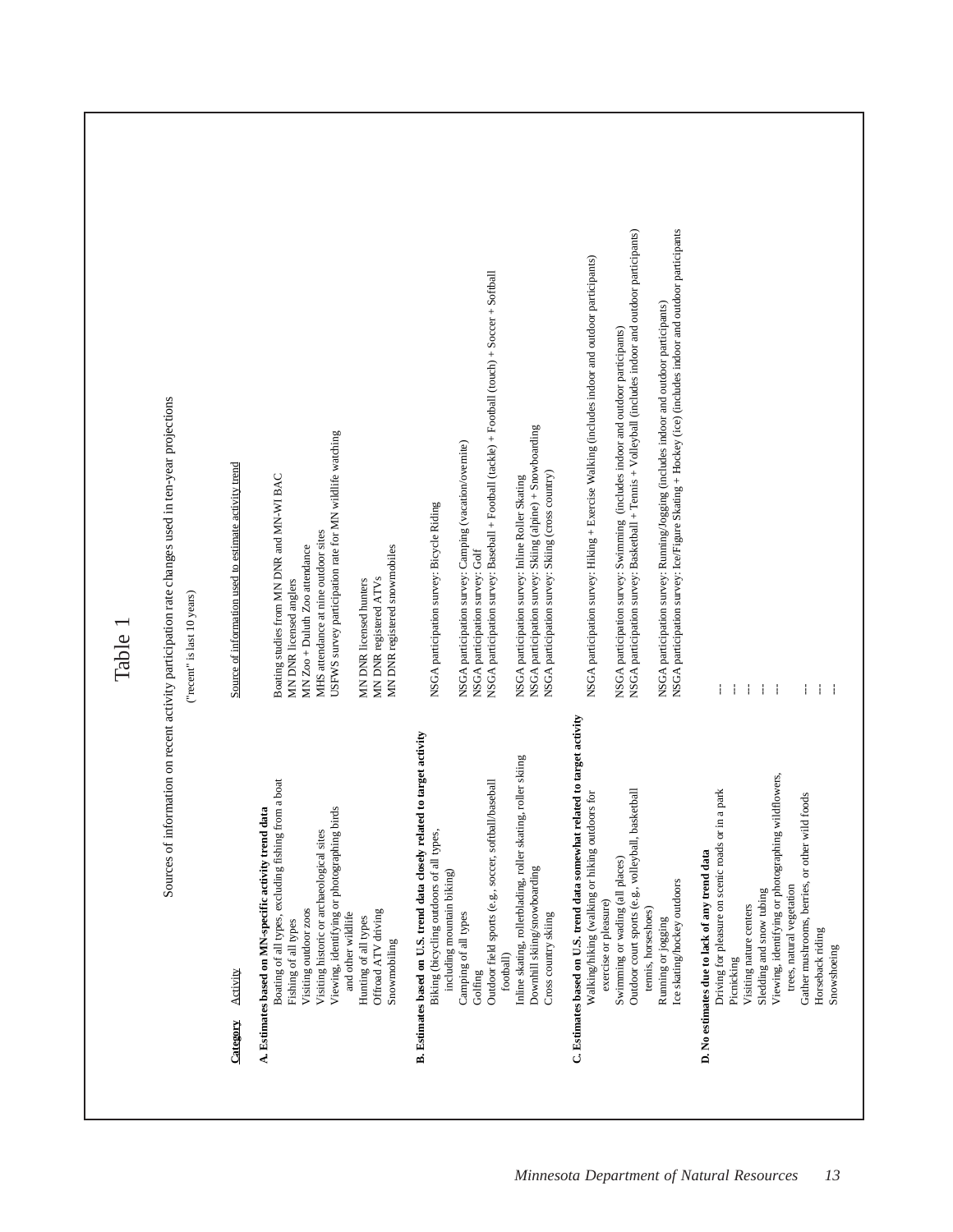# Table 1

Sources of information on recent activity participation rate changes used in ten-year projections

("recent" is last 10 years)

| Category | Activity | Source of information used to estimate activity trend |
|---|---|---|
| **A. Estimates based on MN-specific activity trend data** | | |
| | Boating of all types, excluding fishing from a boat | Boating studies from MN DNR and MN-WI BAC |
| | Fishing of all types | MN DNR licensed anglers |
| | Visiting outdoor zoos | MN Zoo + Duluth Zoo attendance |
| | Visiting historic or archaeological sites | MHS attendance at nine outdoor sites |
| | Viewing, identifying or photographing birds and other wildlife | USFWS survey participation rate for MN wildlife watching |
| | Hunting of all types | MN DNR licensed hunters |
| | Offroad ATV driving | MN DNR registered ATVs |
| | Snowmobiling | MN DNR registered snowmobiles |
| **B. Estimates based on U.S. trend data closely related to target activity** | | |
| | Biking (bicycling outdoors of all types, including mountain biking) | NSGA participation survey: Bicycle Riding |
| | Camping of all types | NSGA participation survey: Camping (vacation/overnite) |
| | Golfing | NSGA participation survey: Golf |
| | Outdoor field sports (e.g., soccer, softball/baseball football) | NSGA participation survey: Baseball + Football (tackle) + Football (touch) + Soccer + Softball |
| | Inline skating, rollerblading, roller skating, roller skiing | NSGA participation survey: Inline Roller Skating |
| | Downhill skiing/snowboarding | NSGA participation survey: Skiing (alpine) + Snowboarding |
| | Cross country skiing | NSGA participation survey: Skiing (cross country) |
| **C. Estimates based on U.S. trend data somewhat related to target activity** | | |
| | Walking/hiking (walking or hiking outdoors for exercise or pleasure) | NSGA participation survey: Hiking + Exercise Walking (includes indoor and outdoor participants) |
| | Swimming or wading (all places) | NSGA participation survey: Swimming (includes indoor and outdoor participants) |
| | Outdoor court sports (e.g., volleyball, basketball tennis, horseshoes) | NSGA participation survey: Basketball + Tennis + Volleyball (includes indoor and outdoor participants) |
| | Running or jogging | NSGA participation survey: Running/Jogging (includes indoor and outdoor participants) |
| | Ice skating/hockey outdoors | NSGA participation survey: Ice/Figure Skating + Hockey (ice) (includes indoor and outdoor participants |
| **D. No estimates due to lack of any trend data** | | |
| | Driving for pleasure on scenic roads or in a park | --- |
| | Picnicking | --- |
| | Visiting nature centers | --- |
| | Sledding and snow tubing | --- |
| | Viewing, identifying or photographing wildflowers, trees, natural vegetation | --- |
| | Gather mushrooms, berries, or other wild foods | --- |
| | Horseback riding | --- |
| | Snowshoeing | --- |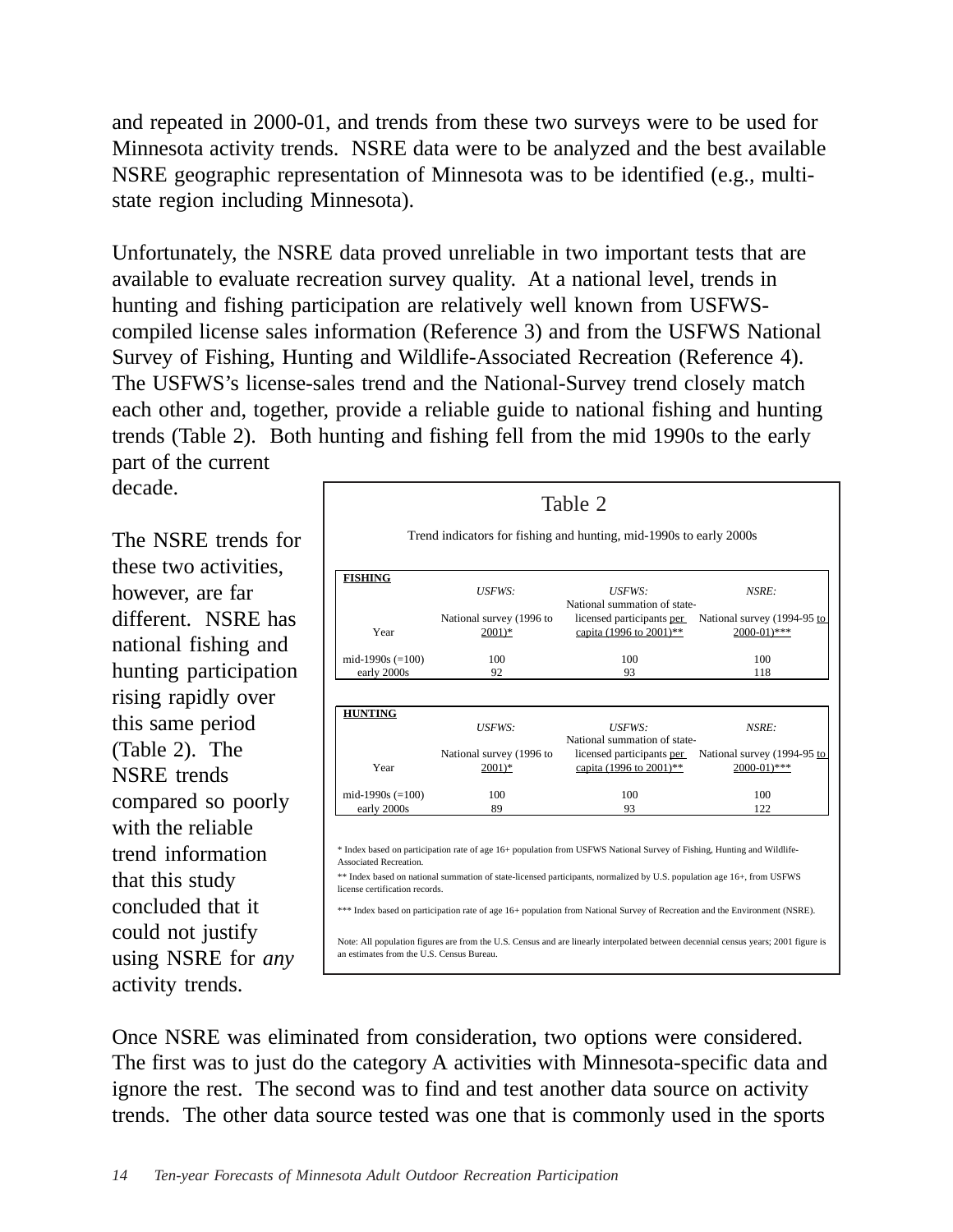and repeated in 2000-01, and trends from these two surveys were to be used for Minnesota activity trends. NSRE data were to be analyzed and the best available NSRE geographic representation of Minnesota was to be identified (e.g., multi-state region including Minnesota).

Unfortunately, the NSRE data proved unreliable in two important tests that are available to evaluate recreation survey quality. At a national level, trends in hunting and fishing participation are relatively well known from USFWS-compiled license sales information (Reference 3) and from the USFWS National Survey of Fishing, Hunting and Wildlife-Associated Recreation (Reference 4). The USFWS's license-sales trend and the National-Survey trend closely match each other and, together, provide a reliable guide to national fishing and hunting trends (Table 2). Both hunting and fishing fell from the mid 1990s to the early part of the current decade.

The NSRE trends for these two activities, however, are far different. NSRE has national fishing and hunting participation rising rapidly over this same period (Table 2). The NSRE trends compared so poorly with the reliable trend information that this study concluded that it could not justify using NSRE for *any* activity trends.

Table 2

Trend indicators for fishing and hunting, mid-1990s to early 2000s

**FISHING**

| Year | *USFWS:* National survey (1996 to 2001)* | *USFWS:* National summation of state-licensed participants per capita (1996 to 2001)** | *NSRE:* National survey (1994-95 to 2000-01)*** |
|---|---|---|---|
| mid-1990s (=100) | 100 | 100 | 100 |
| early 2000s | 92 | 93 | 118 |

**HUNTING**

| Year | *USFWS:* National survey (1996 to 2001)* | *USFWS:* National summation of state-licensed participants per capita (1996 to 2001)** | *NSRE:* National survey (1994-95 to 2000-01)*** |
|---|---|---|---|
| mid-1990s (=100) | 100 | 100 | 100 |
| early 2000s | 89 | 93 | 122 |

* Index based on participation rate of age 16+ population from USFWS National Survey of Fishing, Hunting and Wildlife-Associated Recreation.

** Index based on national summation of state-licensed participants, normalized by U.S. population age 16+, from USFWS license certification records.

*** Index based on participation rate of age 16+ population from National Survey of Recreation and the Environment (NSRE).

Note: All population figures are from the U.S. Census and are linearly interpolated between decennial census years; 2001 figure is an estimates from the U.S. Census Bureau.

Once NSRE was eliminated from consideration, two options were considered. The first was to just do the category A activities with Minnesota-specific data and ignore the rest. The second was to find and test another data source on activity trends. The other data source tested was one that is commonly used in the sports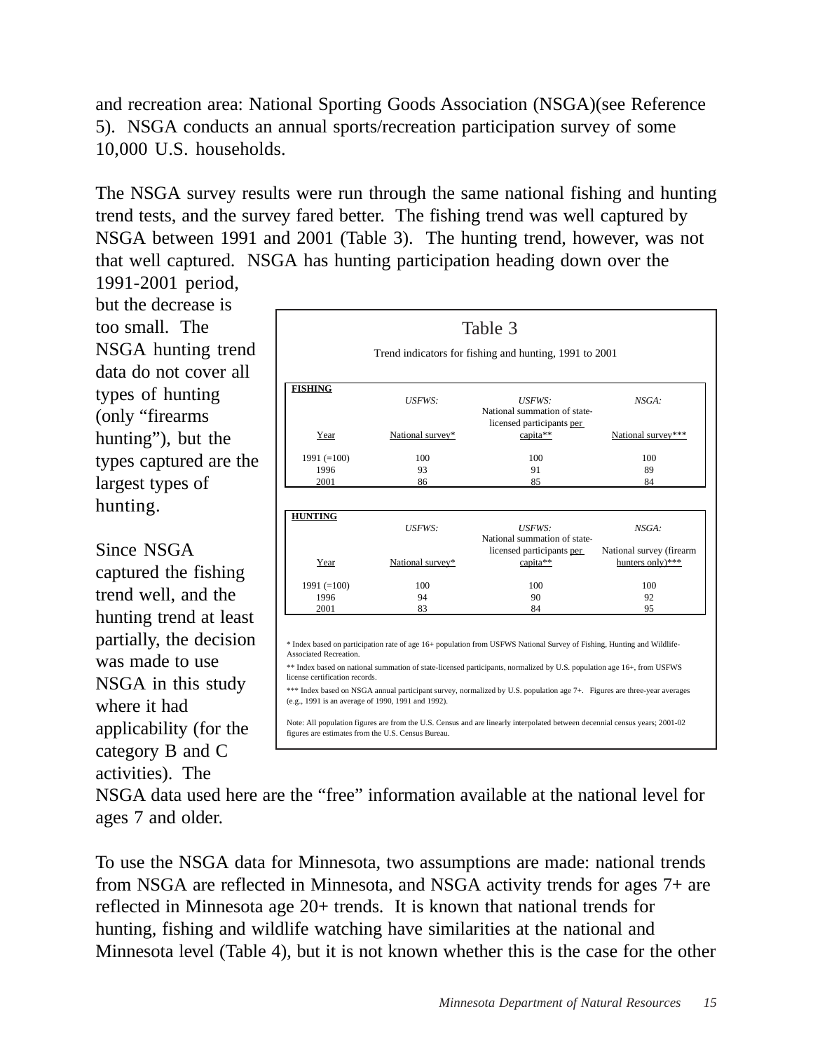and recreation area: National Sporting Goods Association (NSGA)(see Reference 5). NSGA conducts an annual sports/recreation participation survey of some 10,000 U.S. households.

The NSGA survey results were run through the same national fishing and hunting trend tests, and the survey fared better. The fishing trend was well captured by NSGA between 1991 and 2001 (Table 3). The hunting trend, however, was not that well captured. NSGA has hunting participation heading down over the 1991-2001 period, but the decrease is too small. The NSGA hunting trend data do not cover all types of hunting (only "firearms hunting"), but the types captured are the largest types of hunting.

Since NSGA captured the fishing trend well, and the hunting trend at least partially, the decision was made to use NSGA in this study where it had applicability (for the category B and C activities). The NSGA data used here are the "free" information available at the national level for ages 7 and older.

Table 3

Trend indicators for fishing and hunting, 1991 to 2001

**FISHING**

| Year | USFWS: National survey* | USFWS: National summation of state-licensed participants per capita** | NSGA: National survey*** |
|---|---|---|---|
| 1991 (=100) | 100 | 100 | 100 |
| 1996 | 93 | 91 | 89 |
| 2001 | 86 | 85 | 84 |

**HUNTING**

| Year | USFWS: National survey* | USFWS: National summation of state-licensed participants per capita** | NSGA: National survey (firearm hunters only)*** |
|---|---|---|---|
| 1991 (=100) | 100 | 100 | 100 |
| 1996 | 94 | 90 | 92 |
| 2001 | 83 | 84 | 95 |

\* Index based on participation rate of age 16+ population from USFWS National Survey of Fishing, Hunting and Wildlife-Associated Recreation.

\*\* Index based on national summation of state-licensed participants, normalized by U.S. population age 16+, from USFWS license certification records.

\*\*\* Index based on NSGA annual participant survey, normalized by U.S. population age 7+. Figures are three-year averages (e.g., 1991 is an average of 1990, 1991 and 1992).

Note: All population figures are from the U.S. Census and are linearly interpolated between decennial census years; 2001-02 figures are estimates from the U.S. Census Bureau.

To use the NSGA data for Minnesota, two assumptions are made: national trends from NSGA are reflected in Minnesota, and NSGA activity trends for ages 7+ are reflected in Minnesota age 20+ trends. It is known that national trends for hunting, fishing and wildlife watching have similarities at the national and Minnesota level (Table 4), but it is not known whether this is the case for the other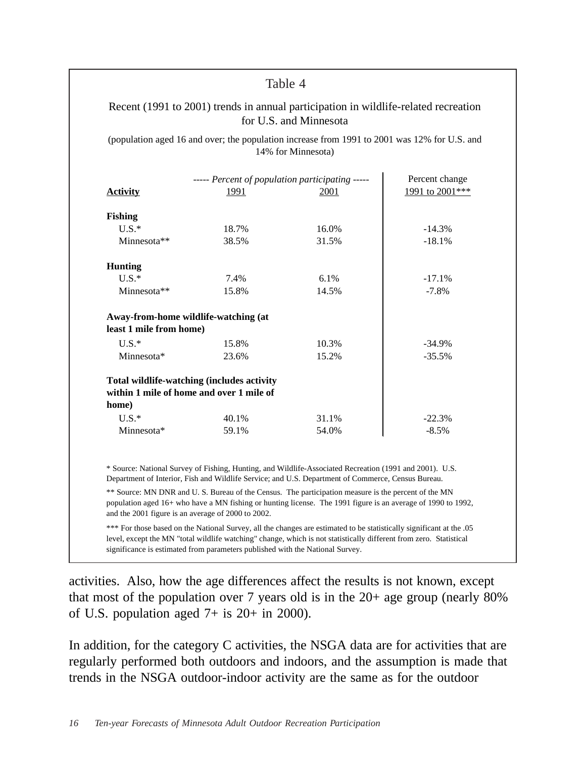Table 4

Recent (1991 to 2001) trends in annual participation in wildlife-related recreation for U.S. and Minnesota

(population aged 16 and over; the population increase from 1991 to 2001 was 12% for U.S. and 14% for Minnesota)

| Activity | *----- Percent of population participating -----* 1991 | 2001 | Percent change 1991 to 2001*** |
|---|---|---|---|
| **Fishing** | | | |
| U.S.* | 18.7% | 16.0% | -14.3% |
| Minnesota** | 38.5% | 31.5% | -18.1% |
| **Hunting** | | | |
| U.S.* | 7.4% | 6.1% | -17.1% |
| Minnesota** | 15.8% | 14.5% | -7.8% |
| **Away-from-home wildlife-watching (at least 1 mile from home)** | | | |
| U.S.* | 15.8% | 10.3% | -34.9% |
| Minnesota* | 23.6% | 15.2% | -35.5% |
| **Total wildlife-watching (includes activity within 1 mile of home and over 1 mile of home)** | | | |
| U.S.* | 40.1% | 31.1% | -22.3% |
| Minnesota* | 59.1% | 54.0% | -8.5% |

* Source: National Survey of Fishing, Hunting, and Wildlife-Associated Recreation (1991 and 2001). U.S. Department of Interior, Fish and Wildlife Service; and U.S. Department of Commerce, Census Bureau.

** Source: MN DNR and U. S. Bureau of the Census. The participation measure is the percent of the MN population aged 16+ who have a MN fishing or hunting license. The 1991 figure is an average of 1990 to 1992, and the 2001 figure is an average of 2000 to 2002.

*** For those based on the National Survey, all the changes are estimated to be statistically significant at the .05 level, except the MN "total wildlife watching" change, which is not statistically different from zero. Statistical significance is estimated from parameters published with the National Survey.

activities. Also, how the age differences affect the results is not known, except that most of the population over 7 years old is in the 20+ age group (nearly 80% of U.S. population aged 7+ is 20+ in 2000).

In addition, for the category C activities, the NSGA data are for activities that are regularly performed both outdoors and indoors, and the assumption is made that trends in the NSGA outdoor-indoor activity are the same as for the outdoor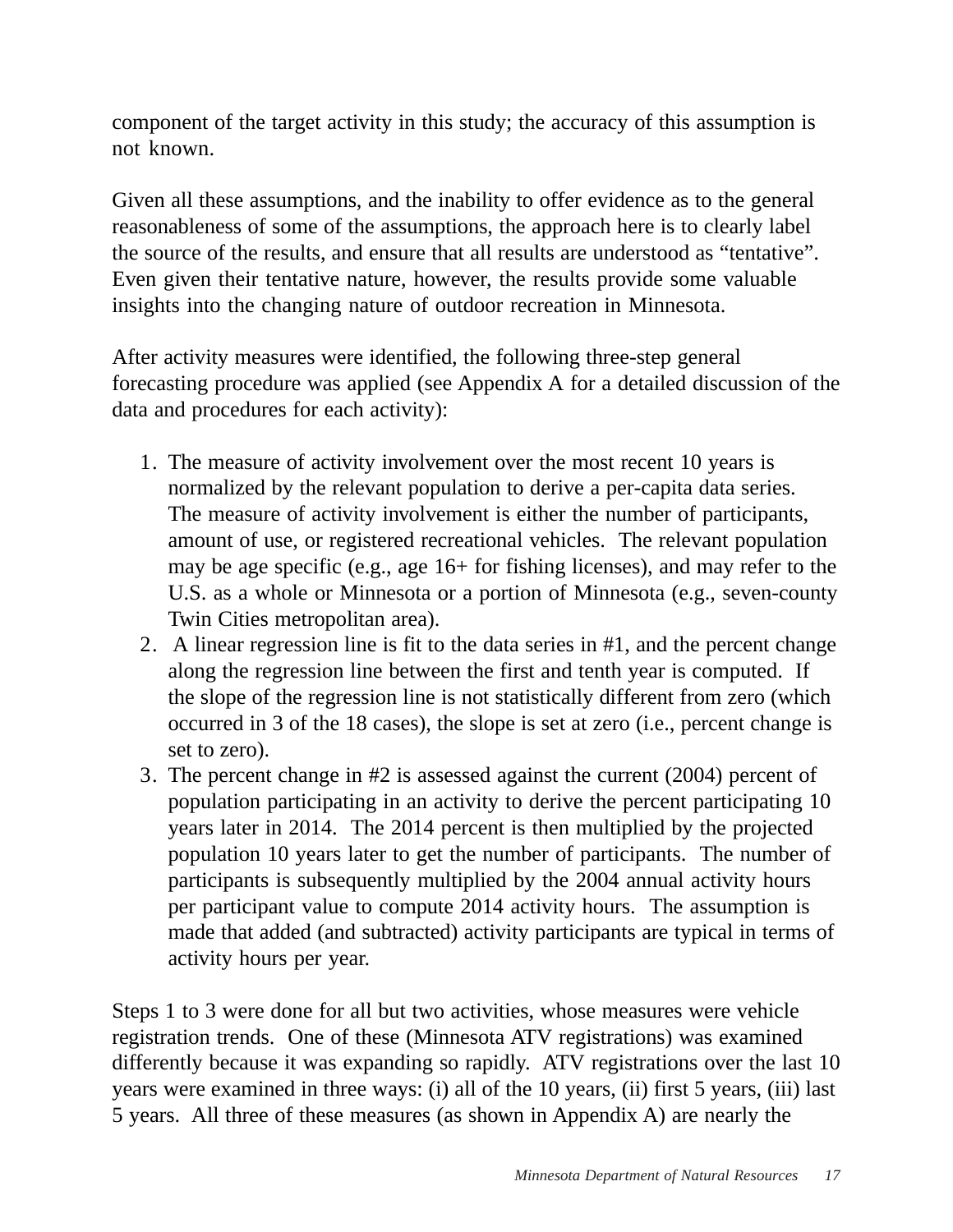component of the target activity in this study; the accuracy of this assumption is not known.

Given all these assumptions, and the inability to offer evidence as to the general reasonableness of some of the assumptions, the approach here is to clearly label the source of the results, and ensure that all results are understood as “tentative”. Even given their tentative nature, however, the results provide some valuable insights into the changing nature of outdoor recreation in Minnesota.

After activity measures were identified, the following three-step general forecasting procedure was applied (see Appendix A for a detailed discussion of the data and procedures for each activity):

1. The measure of activity involvement over the most recent 10 years is normalized by the relevant population to derive a per-capita data series. The measure of activity involvement is either the number of participants, amount of use, or registered recreational vehicles. The relevant population may be age specific (e.g., age 16+ for fishing licenses), and may refer to the U.S. as a whole or Minnesota or a portion of Minnesota (e.g., seven-county Twin Cities metropolitan area).
2. A linear regression line is fit to the data series in #1, and the percent change along the regression line between the first and tenth year is computed. If the slope of the regression line is not statistically different from zero (which occurred in 3 of the 18 cases), the slope is set at zero (i.e., percent change is set to zero).
3. The percent change in #2 is assessed against the current (2004) percent of population participating in an activity to derive the percent participating 10 years later in 2014. The 2014 percent is then multiplied by the projected population 10 years later to get the number of participants. The number of participants is subsequently multiplied by the 2004 annual activity hours per participant value to compute 2014 activity hours. The assumption is made that added (and subtracted) activity participants are typical in terms of activity hours per year.

Steps 1 to 3 were done for all but two activities, whose measures were vehicle registration trends. One of these (Minnesota ATV registrations) was examined differently because it was expanding so rapidly. ATV registrations over the last 10 years were examined in three ways: (i) all of the 10 years, (ii) first 5 years, (iii) last 5 years. All three of these measures (as shown in Appendix A) are nearly the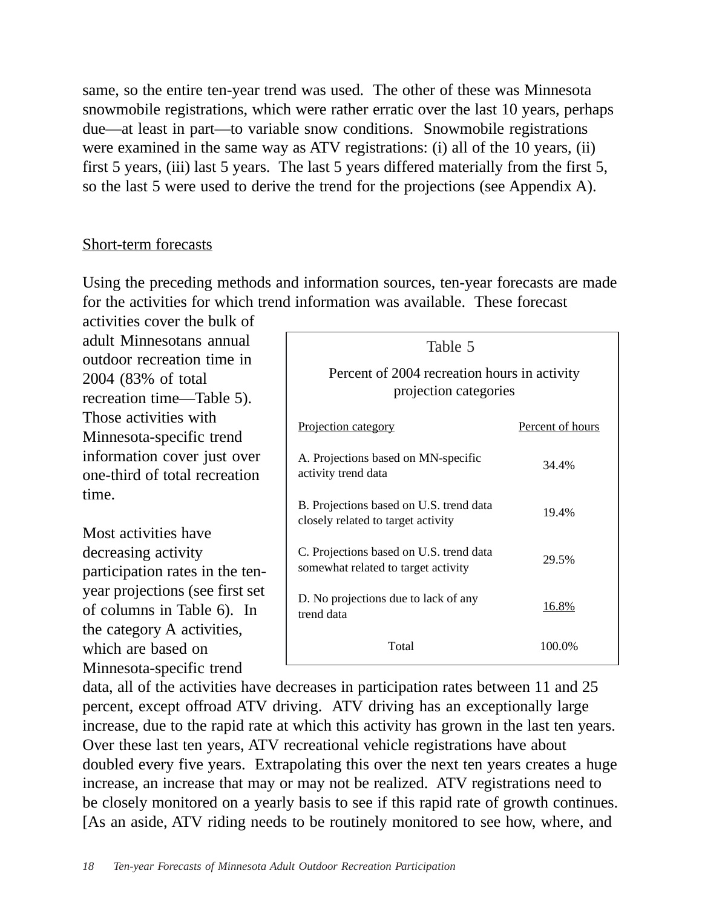same, so the entire ten-year trend was used. The other of these was Minnesota snowmobile registrations, which were rather erratic over the last 10 years, perhaps due—at least in part—to variable snow conditions. Snowmobile registrations were examined in the same way as ATV registrations: (i) all of the 10 years, (ii) first 5 years, (iii) last 5 years. The last 5 years differed materially from the first 5, so the last 5 were used to derive the trend for the projections (see Appendix A).

## Short-term forecasts

Using the preceding methods and information sources, ten-year forecasts are made for the activities for which trend information was available. These forecast activities cover the bulk of adult Minnesotans annual outdoor recreation time in 2004 (83% of total recreation time—Table 5). Those activities with Minnesota-specific trend information cover just over one-third of total recreation time.

Table 5

Percent of 2004 recreation hours in activity projection categories

| Projection category | Percent of hours |
|---|---|
| A. Projections based on MN-specific activity trend data | 34.4% |
| B. Projections based on U.S. trend data closely related to target activity | 19.4% |
| C. Projections based on U.S. trend data somewhat related to target activity | 29.5% |
| D. No projections due to lack of any trend data | 16.8% |
| Total | 100.0% |

Most activities have decreasing activity participation rates in the ten-year projections (see first set of columns in Table 6). In the category A activities, which are based on Minnesota-specific trend data, all of the activities have decreases in participation rates between 11 and 25 percent, except offroad ATV driving. ATV driving has an exceptionally large increase, due to the rapid rate at which this activity has grown in the last ten years. Over these last ten years, ATV recreational vehicle registrations have about doubled every five years. Extrapolating this over the next ten years creates a huge increase, an increase that may or may not be realized. ATV registrations need to be closely monitored on a yearly basis to see if this rapid rate of growth continues. [As an aside, ATV riding needs to be routinely monitored to see how, where, and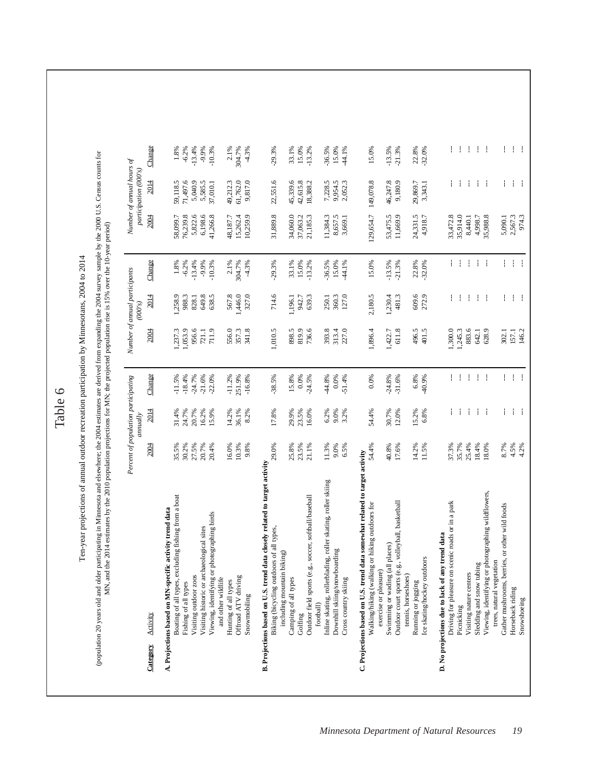# Table 6

Ten-year projections of annual outdoor recreation participation by Minnesotans, 2004 to 2014

(population 20 years old and older participating in Minnesota and elsewhere; the 2004 estimates are derived from expanding the 2004 survey sample by the 2000 U.S. Census counts for MN, and the 2014 estimates by the 2010 population projections for MN; the projected population rise is 15% over the 10-year period)

| Category | Activity | Percent of population participating annually | | | Number of annual participants (000's) | | | Number of annual hours of participation (000's) | | |
|---|---|---|---|---|---|---|---|---|---|---|
| | | 2004 | 2014 | Change | 2004 | 2014 | Change | 2004 | 2014 | Change |
| **A. Projections based on MN-specific activity trend data** | | | | | | | | | | |
| | Boating of all types, excluding fishing from a boat | 35.5% | 31.4% | -11.5% | 1,237.3 | 1,258.9 | 1.8% | 58,099.7 | 59,118.5 | 1.8% |
| | Fishing of all types | 30.2% | 24.7% | -18.4% | 1,053.9 | 988.3 | -6.2% | 76,239.8 | 71,497.6 | -6.2% |
| | Visiting outdoor zoos | 27.5% | 20.7% | -24.7% | 956.6 | 828.1 | -13.4% | 5,822.6 | 5,040.9 | -13.4% |
| | Visiting historic or archaeological sites | 20.7% | 16.2% | -21.6% | 721.1 | 649.8 | -9.9% | 6,198.6 | 5,585.5 | -9.9% |
| | Viewing, identifying or photographing birds and other wildlife | 20.4% | 15.9% | -22.0% | 711.9 | 638.5 | -10.3% | 41,266.8 | 37,010.1 | -10.3% |
| | Hunting of all types | 16.0% | 14.2% | -11.2% | 556.0 | 567.8 | 2.1% | 48,187.7 | 49,212.3 | 2.1% |
| | Offroad ATV driving | 10.3% | 36.1% | 251.9% | 357.3 | 1,446.0 | 304.7% | 15,262.4 | 61,762.0 | 304.7% |
| | Snowmobiling | 9.8% | 8.2% | -16.8% | 341.8 | 327.0 | -4.3% | 10,259.9 | 9,817.0 | -4.3% |
| **B. Projections based on U.S. trend data closely related to target activity** | | | | | | | | | | |
| | Biking (bicycling outdoors of all types, including mountain biking) | 29.0% | 17.8% | -38.5% | 1,010.5 | 714.6 | -29.3% | 31,889.8 | 22,551.6 | -29.3% |
| | Camping of all types | 25.8% | 29.9% | 15.8% | 898.5 | 1,196.1 | 33.1% | 34,060.0 | 45,339.6 | 33.1% |
| | Golfing | 23.5% | 23.5% | 0.0% | 819.9 | 942.7 | 15.0% | 37,063.2 | 42,615.8 | 15.0% |
| | Outdoor field sports (e.g., soccer, softball/baseball football) | 21.1% | 16.0% | -24.5% | 736.6 | 639.3 | -13.2% | 21,185.3 | 18,388.2 | -13.2% |
| | Inline skating, rollerblading, roller skating, roller skiing | 11.3% | 6.2% | -44.8% | 393.8 | 250.1 | -36.5% | 11,384.3 | 7,228.5 | -36.5% |
| | Downhill skiing/snowboarding | 9.0% | 9.0% | 0.0% | 313.4 | 360.3 | 15.0% | 8,657.5 | 9,954.5 | 15.0% |
| | Cross country skiing | 6.5% | 3.2% | -51.4% | 227.0 | 127.0 | -44.1% | 3,669.1 | 2,052.3 | -44.1% |
| **C. Projections based on U.S. trend data somewhat related to target activity** | | | | | | | | | | |
| | Walking/hiking (walking or hiking outdoors for exercise or pleasure) | 54.4% | 54.4% | 0.0% | 1,896.4 | 2,180.5 | 15.0% | 129,654.7 | 149,078.8 | 15.0% |
| | Swimming or wading (all places) | 40.8% | 30.7% | -24.8% | 1,422.7 | 1,230.4 | -13.5% | 53,475.5 | 46,247.8 | -13.5% |
| | Outdoor court sports (e.g., volleyball, basketball tennis, horseshoes) | 17.6% | 12.0% | -31.6% | 611.8 | 481.3 | -21.3% | 11,669.9 | 9,180.9 | -21.3% |
| | Running or jogging | 14.2% | 15.2% | 6.8% | 496.5 | 609.6 | 22.8% | 24,331.5 | 29,869.7 | 22.8% |
| | Ice skating/hockey outdoors | 11.5% | 6.8% | -40.9% | 401.5 | 272.9 | -32.0% | 4,918.7 | 3,343.1 | -32.0% |
| **D. No projections due to lack of any trend data** | | | | | | | | | | |
| | Driving for pleasure on scenic roads or in a park | 37.3% | -- | -- | 1,300.0 | -- | -- | 33,472.8 | -- | -- |
| | Picnicking | 35.7% | -- | -- | 1,245.3 | -- | -- | 35,914.0 | -- | -- |
| | Visiting nature centers | 25.4% | -- | -- | 883.6 | -- | -- | 8,440.1 | -- | -- |
| | Sledding and snow tubing | 18.4% | -- | -- | 642.1 | -- | -- | 4,998.7 | -- | -- |
| | Viewing, identifying or photographing wildflowers, trees, natural vegetation | 18.0% | -- | -- | 628.9 | -- | -- | 35,988.8 | -- | -- |
| | Gather mushrooms, berries, or other wild foods | 8.7% | -- | -- | 302.1 | -- | -- | 5,090.1 | -- | -- |
| | Horseback riding | 4.5% | -- | -- | 157.1 | -- | -- | 2,567.3 | -- | -- |
| | Snowshoeing | 4.2% | -- | -- | 146.2 | -- | -- | 974.3 | -- | -- |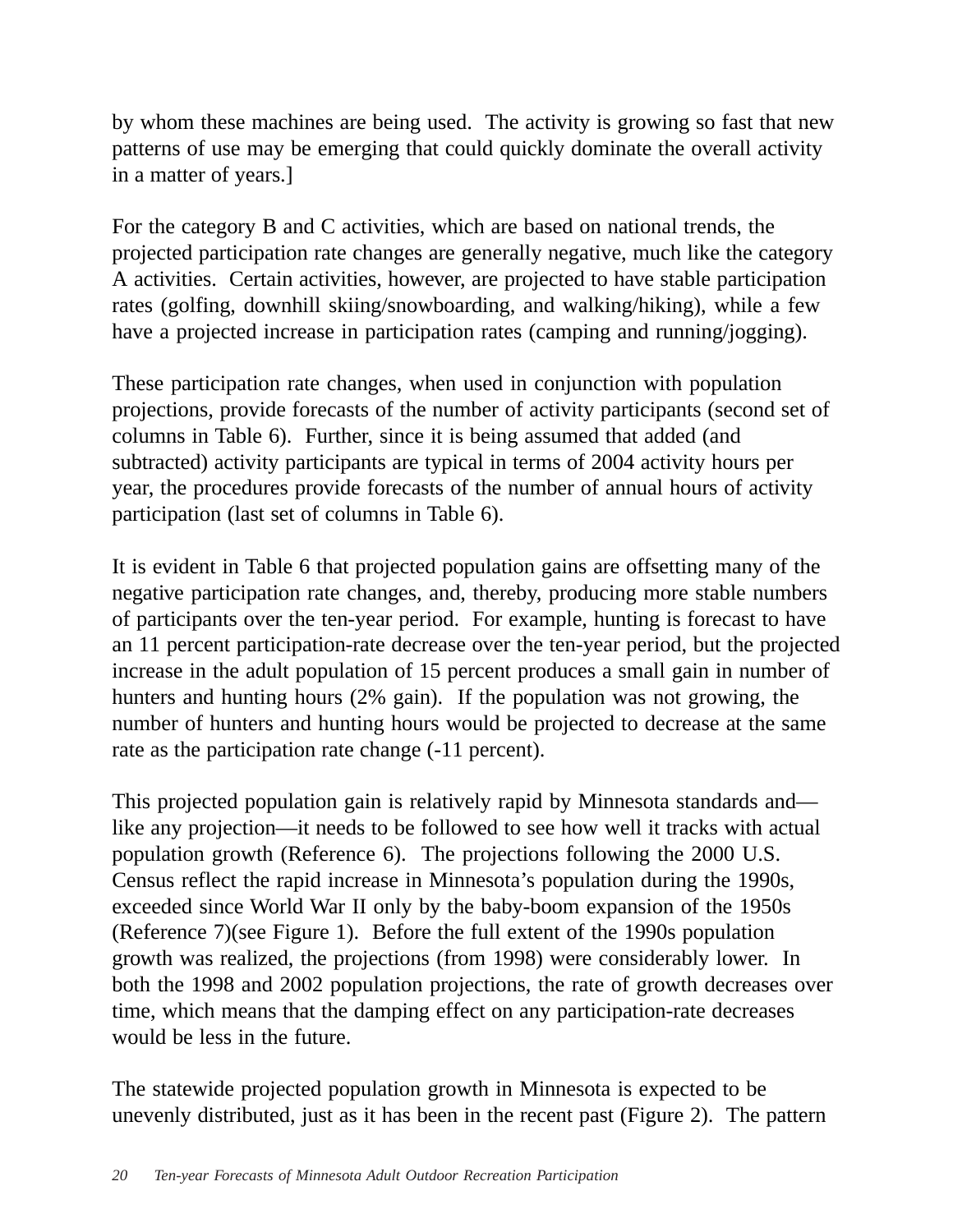by whom these machines are being used. The activity is growing so fast that new patterns of use may be emerging that could quickly dominate the overall activity in a matter of years.]

For the category B and C activities, which are based on national trends, the projected participation rate changes are generally negative, much like the category A activities. Certain activities, however, are projected to have stable participation rates (golfing, downhill skiing/snowboarding, and walking/hiking), while a few have a projected increase in participation rates (camping and running/jogging).

These participation rate changes, when used in conjunction with population projections, provide forecasts of the number of activity participants (second set of columns in Table 6). Further, since it is being assumed that added (and subtracted) activity participants are typical in terms of 2004 activity hours per year, the procedures provide forecasts of the number of annual hours of activity participation (last set of columns in Table 6).

It is evident in Table 6 that projected population gains are offsetting many of the negative participation rate changes, and, thereby, producing more stable numbers of participants over the ten-year period. For example, hunting is forecast to have an 11 percent participation-rate decrease over the ten-year period, but the projected increase in the adult population of 15 percent produces a small gain in number of hunters and hunting hours (2% gain). If the population was not growing, the number of hunters and hunting hours would be projected to decrease at the same rate as the participation rate change (-11 percent).

This projected population gain is relatively rapid by Minnesota standards and—like any projection—it needs to be followed to see how well it tracks with actual population growth (Reference 6). The projections following the 2000 U.S. Census reflect the rapid increase in Minnesota's population during the 1990s, exceeded since World War II only by the baby-boom expansion of the 1950s (Reference 7)(see Figure 1). Before the full extent of the 1990s population growth was realized, the projections (from 1998) were considerably lower. In both the 1998 and 2002 population projections, the rate of growth decreases over time, which means that the damping effect on any participation-rate decreases would be less in the future.

The statewide projected population growth in Minnesota is expected to be unevenly distributed, just as it has been in the recent past (Figure 2). The pattern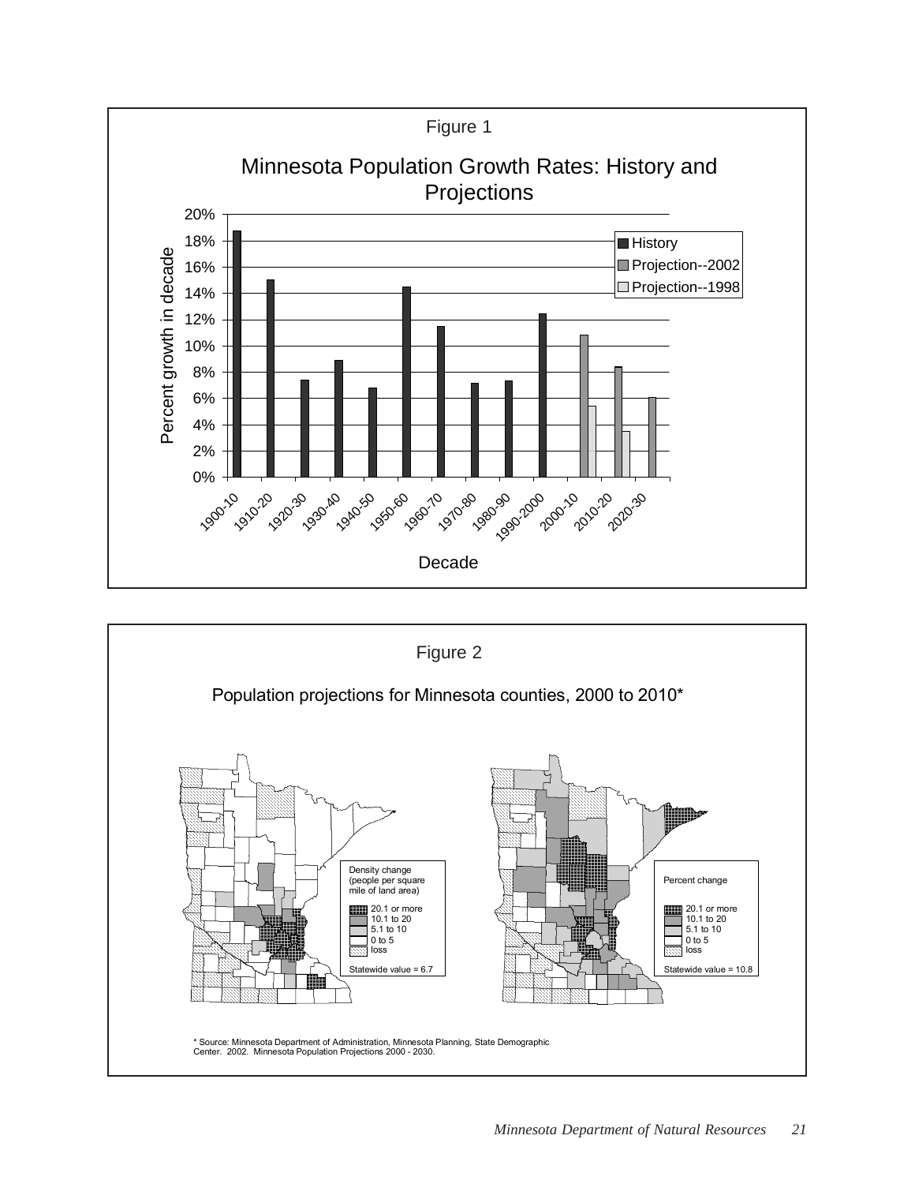Figure 1

## Minnesota Population Growth Rates: History and Projections

Percent growth in decade

Legend: History; Projection--2002; Projection--1998

Decade: 1900-10, 1910-20, 1920-30, 1930-40, 1940-50, 1950-60, 1960-70, 1970-80, 1980-90, 1990-2000, 2000-10, 2010-20, 2020-30

Figure 2

## Population projections for Minnesota counties, 2000 to 2010*

Density change (people per square mile of land area)

- 20.1 or more
- 10.1 to 20
- 5.1 to 10
- 0 to 5
- loss

Statewide value = 6.7

Percent change

- 20.1 or more
- 10.1 to 20
- 5.1 to 10
- 0 to 5
- loss

Statewide value = 10.8

* Source: Minnesota Department of Administration, Minnesota Planning, State Demographic Center. 2002. Minnesota Population Projections 2000 - 2030.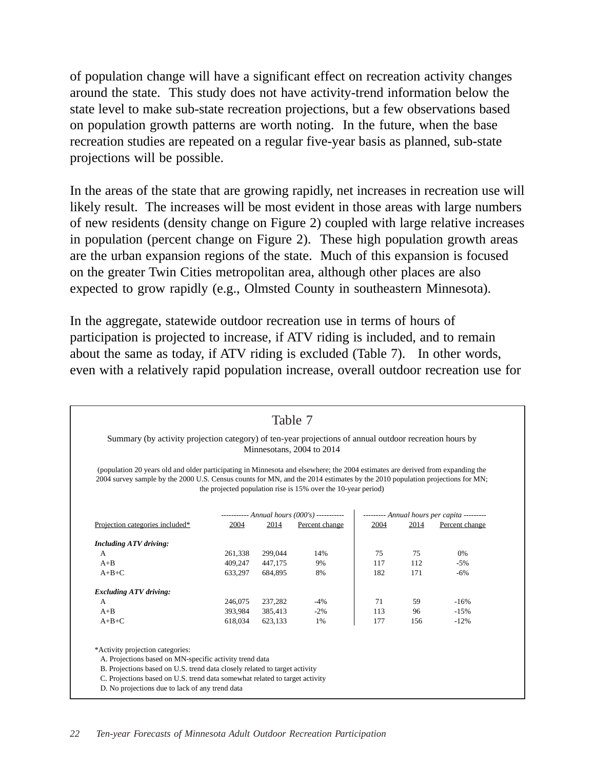of population change will have a significant effect on recreation activity changes around the state. This study does not have activity-trend information below the state level to make sub-state recreation projections, but a few observations based on population growth patterns are worth noting. In the future, when the base recreation studies are repeated on a regular five-year basis as planned, sub-state projections will be possible.

In the areas of the state that are growing rapidly, net increases in recreation use will likely result. The increases will be most evident in those areas with large numbers of new residents (density change on Figure 2) coupled with large relative increases in population (percent change on Figure 2). These high population growth areas are the urban expansion regions of the state. Much of this expansion is focused on the greater Twin Cities metropolitan area, although other places are also expected to grow rapidly (e.g., Olmsted County in southeastern Minnesota).

In the aggregate, statewide outdoor recreation use in terms of hours of participation is projected to increase, if ATV riding is included, and to remain about the same as today, if ATV riding is excluded (Table 7). In other words, even with a relatively rapid population increase, overall outdoor recreation use for

Table 7

Summary (by activity projection category) of ten-year projections of annual outdoor recreation hours by Minnesotans, 2004 to 2014

(population 20 years old and older participating in Minnesota and elsewhere; the 2004 estimates are derived from expanding the 2004 survey sample by the 2000 U.S. Census counts for MN, and the 2014 estimates by the 2010 population projections for MN; the projected population rise is 15% over the 10-year period)

| | *Annual hours (000's)* | | | *Annual hours per capita* | | |
|---|---|---|---|---|---|---|
| Projection categories included* | 2004 | 2014 | Percent change | 2004 | 2014 | Percent change |
| ***Including ATV driving:*** | | | | | | |
| A | 261,338 | 299,044 | 14% | 75 | 75 | 0% |
| A+B | 409,247 | 447,175 | 9% | 117 | 112 | -5% |
| A+B+C | 633,297 | 684,895 | 8% | 182 | 171 | -6% |
| ***Excluding ATV driving:*** | | | | | | |
| A | 246,075 | 237,282 | -4% | 71 | 59 | -16% |
| A+B | 393,984 | 385,413 | -2% | 113 | 96 | -15% |
| A+B+C | 618,034 | 623,133 | 1% | 177 | 156 | -12% |

*Activity projection categories:
A. Projections based on MN-specific activity trend data
B. Projections based on U.S. trend data closely related to target activity
C. Projections based on U.S. trend data somewhat related to target activity
D. No projections due to lack of any trend data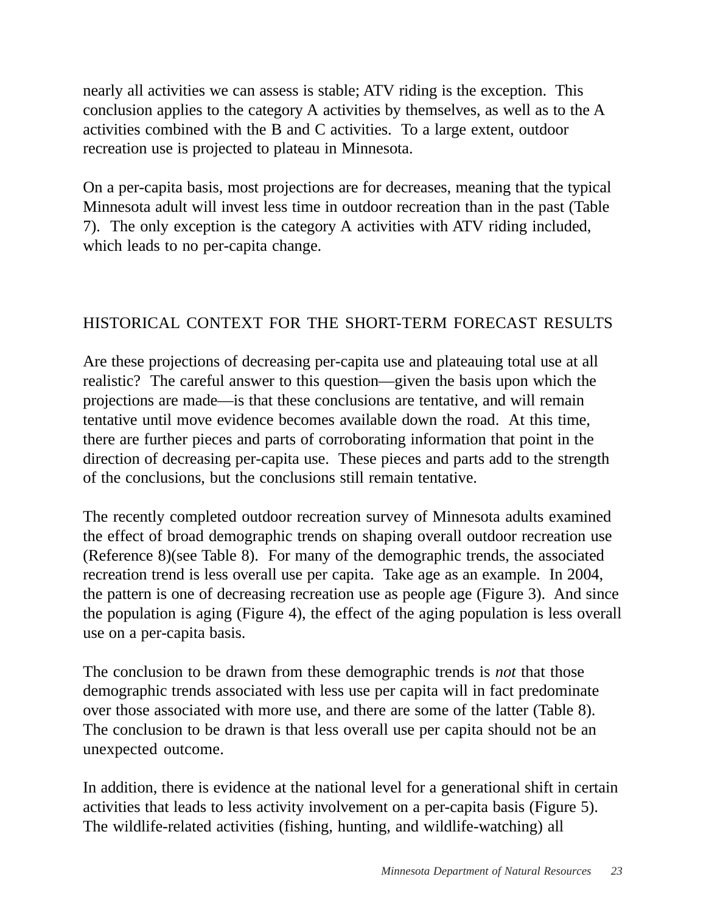nearly all activities we can assess is stable; ATV riding is the exception. This conclusion applies to the category A activities by themselves, as well as to the A activities combined with the B and C activities. To a large extent, outdoor recreation use is projected to plateau in Minnesota.

On a per-capita basis, most projections are for decreases, meaning that the typical Minnesota adult will invest less time in outdoor recreation than in the past (Table 7). The only exception is the category A activities with ATV riding included, which leads to no per-capita change.

## HISTORICAL CONTEXT FOR THE SHORT-TERM FORECAST RESULTS

Are these projections of decreasing per-capita use and plateauing total use at all realistic? The careful answer to this question—given the basis upon which the projections are made—is that these conclusions are tentative, and will remain tentative until move evidence becomes available down the road. At this time, there are further pieces and parts of corroborating information that point in the direction of decreasing per-capita use. These pieces and parts add to the strength of the conclusions, but the conclusions still remain tentative.

The recently completed outdoor recreation survey of Minnesota adults examined the effect of broad demographic trends on shaping overall outdoor recreation use (Reference 8)(see Table 8). For many of the demographic trends, the associated recreation trend is less overall use per capita. Take age as an example. In 2004, the pattern is one of decreasing recreation use as people age (Figure 3). And since the population is aging (Figure 4), the effect of the aging population is less overall use on a per-capita basis.

The conclusion to be drawn from these demographic trends is *not* that those demographic trends associated with less use per capita will in fact predominate over those associated with more use, and there are some of the latter (Table 8). The conclusion to be drawn is that less overall use per capita should not be an unexpected outcome.

In addition, there is evidence at the national level for a generational shift in certain activities that leads to less activity involvement on a per-capita basis (Figure 5). The wildlife-related activities (fishing, hunting, and wildlife-watching) all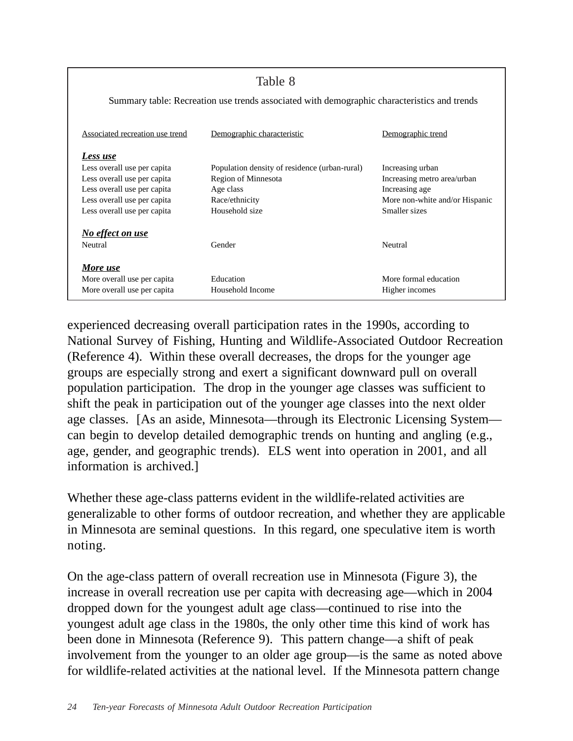Table 8

Summary table: Recreation use trends associated with demographic characteristics and trends

| Associated recreation use trend | Demographic characteristic | Demographic trend |
|---|---|---|
| ***Less use*** | | |
| Less overall use per capita | Population density of residence (urban-rural) | Increasing urban |
| Less overall use per capita | Region of Minnesota | Increasing metro area/urban |
| Less overall use per capita | Age class | Increasing age |
| Less overall use per capita | Race/ethnicity | More non-white and/or Hispanic |
| Less overall use per capita | Household size | Smaller sizes |
| ***No effect on use*** | | |
| Neutral | Gender | Neutral |
| ***More use*** | | |
| More overall use per capita | Education | More formal education |
| More overall use per capita | Household Income | Higher incomes |

experienced decreasing overall participation rates in the 1990s, according to National Survey of Fishing, Hunting and Wildlife-Associated Outdoor Recreation (Reference 4). Within these overall decreases, the drops for the younger age groups are especially strong and exert a significant downward pull on overall population participation. The drop in the younger age classes was sufficient to shift the peak in participation out of the younger age classes into the next older age classes. [As an aside, Minnesota—through its Electronic Licensing System—can begin to develop detailed demographic trends on hunting and angling (e.g., age, gender, and geographic trends). ELS went into operation in 2001, and all information is archived.]

Whether these age-class patterns evident in the wildlife-related activities are generalizable to other forms of outdoor recreation, and whether they are applicable in Minnesota are seminal questions. In this regard, one speculative item is worth noting.

On the age-class pattern of overall recreation use in Minnesota (Figure 3), the increase in overall recreation use per capita with decreasing age—which in 2004 dropped down for the youngest adult age class—continued to rise into the youngest adult age class in the 1980s, the only other time this kind of work has been done in Minnesota (Reference 9). This pattern change—a shift of peak involvement from the younger to an older age group—is the same as noted above for wildlife-related activities at the national level. If the Minnesota pattern change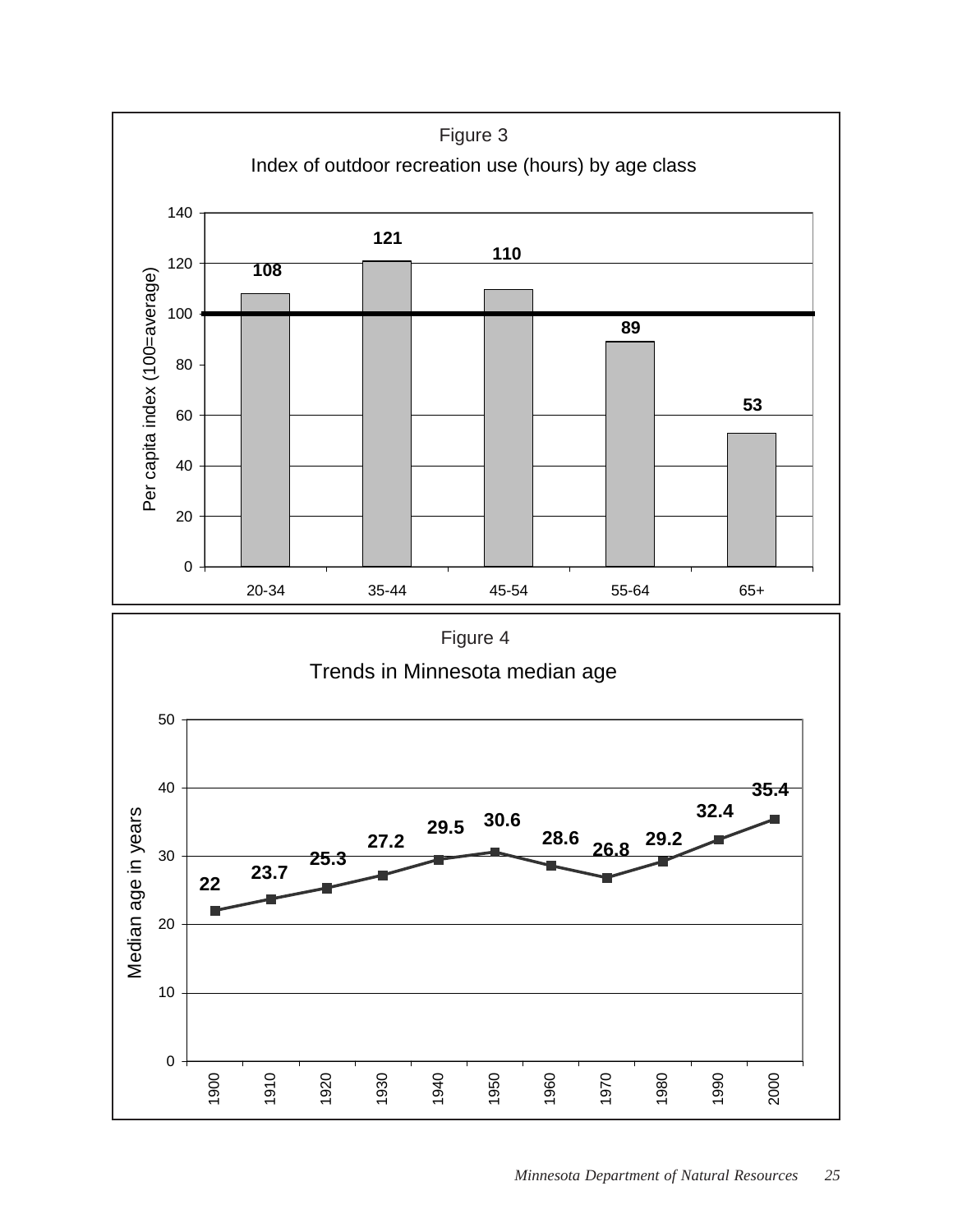Figure 3

Index of outdoor recreation use (hours) by age class

| Age class | Per capita index (100=average) |
|---|---|
| 20-34 | 108 |
| 35-44 | 121 |
| 45-54 | 110 |
| 55-64 | 89 |
| 65+ | 53 |

Figure 4

Trends in Minnesota median age

| Year | Median age in years |
|---|---|
| 1900 | 22 |
| 1910 | 23.7 |
| 1920 | 25.3 |
| 1930 | 27.2 |
| 1940 | 29.5 |
| 1950 | 30.6 |
| 1960 | 28.6 |
| 1970 | 26.8 |
| 1980 | 29.2 |
| 1990 | 32.4 |
| 2000 | 35.4 |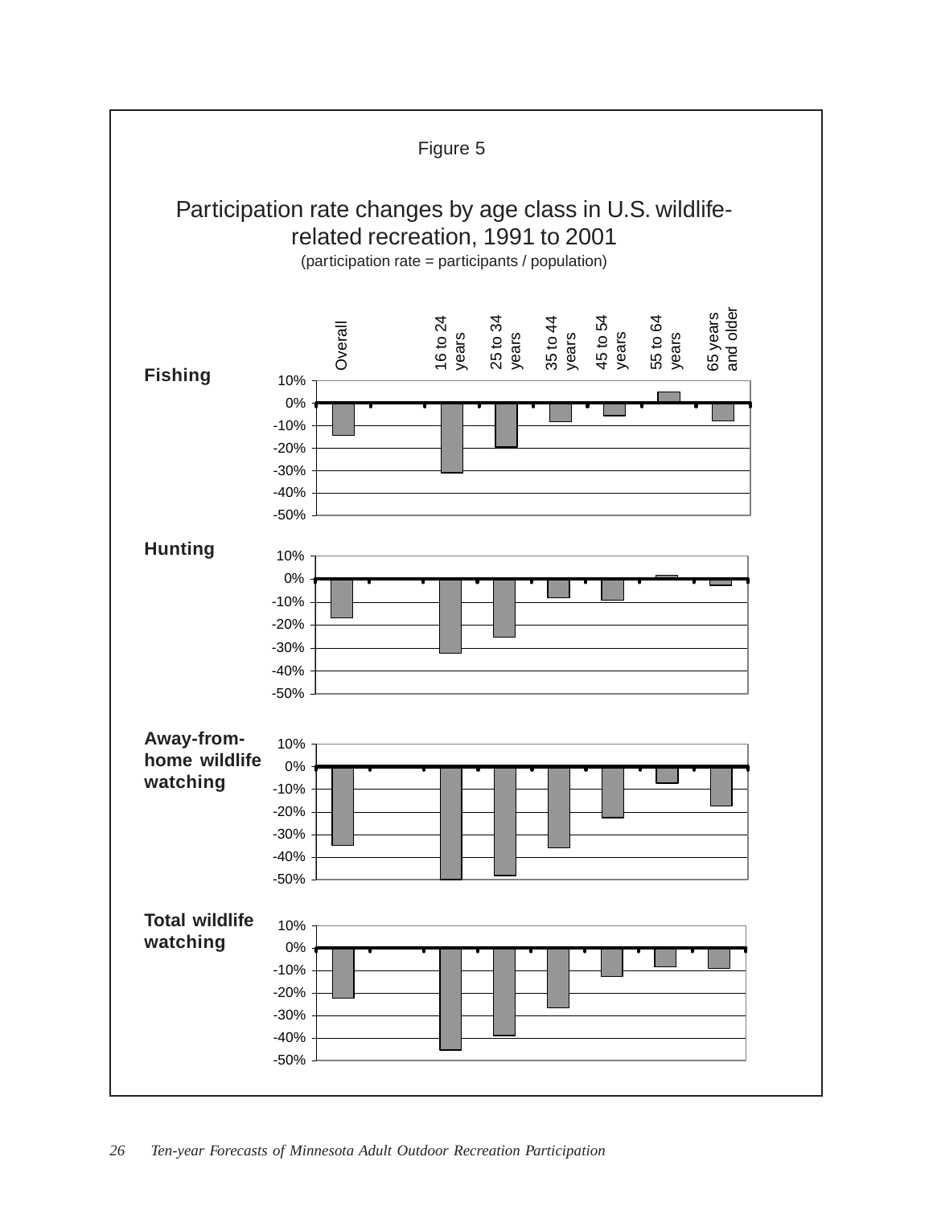Figure 5

## Participation rate changes by age class in U.S. wildlife-related recreation, 1991 to 2001

(participation rate = participants / population)

Age classes: Overall; 16 to 24 years; 25 to 34 years; 35 to 44 years; 45 to 54 years; 55 to 64 years; 65 years and older

**Fishing**

**Hunting**

**Away-from-home wildlife watching**

**Total wildlife watching**

Y-axis: 10%, 0%, -10%, -20%, -30%, -40%, -50%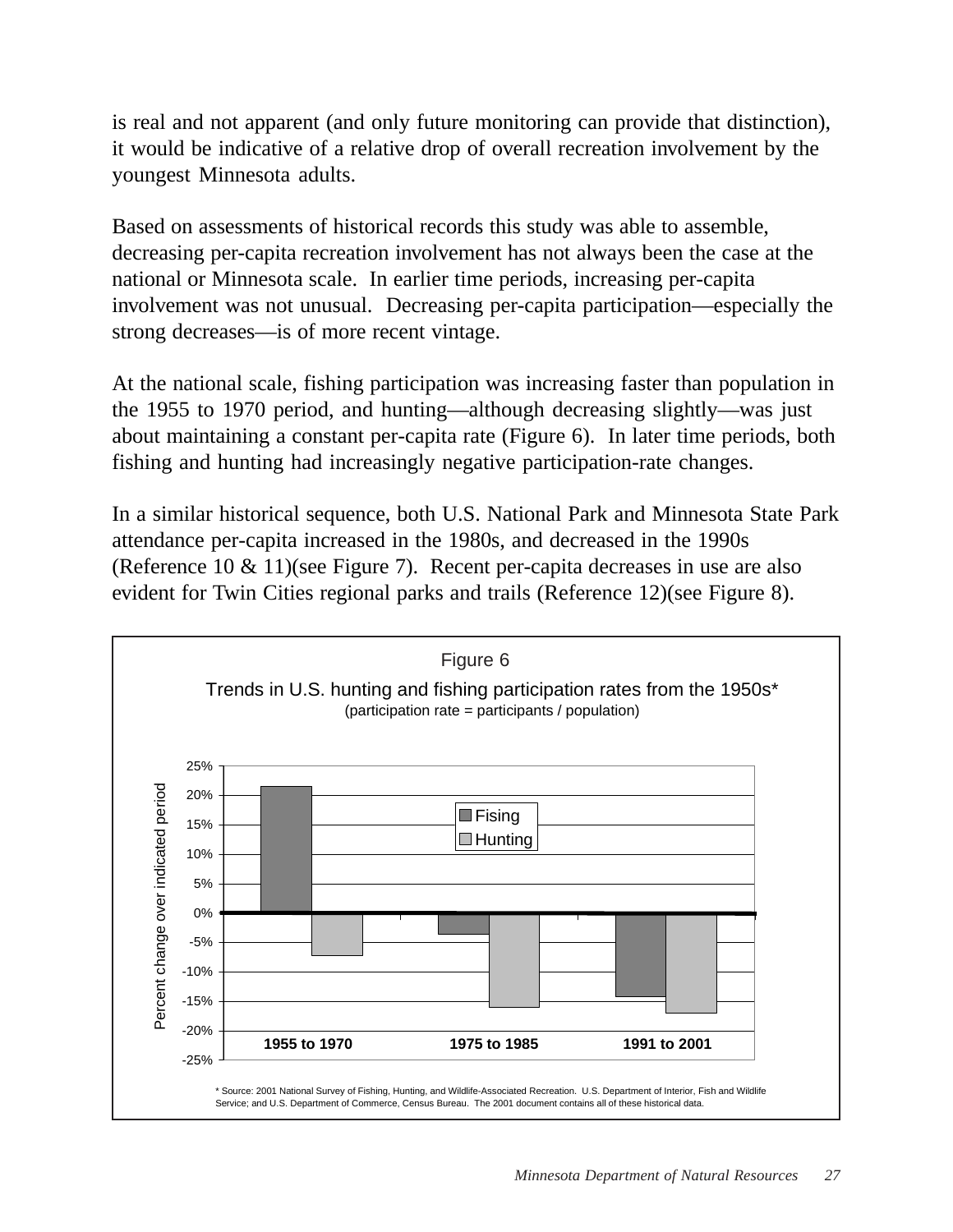is real and not apparent (and only future monitoring can provide that distinction), it would be indicative of a relative drop of overall recreation involvement by the youngest Minnesota adults.

Based on assessments of historical records this study was able to assemble, decreasing per-capita recreation involvement has not always been the case at the national or Minnesota scale. In earlier time periods, increasing per-capita involvement was not unusual. Decreasing per-capita participation—especially the strong decreases—is of more recent vintage.

At the national scale, fishing participation was increasing faster than population in the 1955 to 1970 period, and hunting—although decreasing slightly—was just about maintaining a constant per-capita rate (Figure 6). In later time periods, both fishing and hunting had increasingly negative participation-rate changes.

In a similar historical sequence, both U.S. National Park and Minnesota State Park attendance per-capita increased in the 1980s, and decreased in the 1990s (Reference 10 & 11)(see Figure 7). Recent per-capita decreases in use are also evident for Twin Cities regional parks and trails (Reference 12)(see Figure 8).

Figure 6

Trends in U.S. hunting and fishing participation rates from the 1950s*
(participation rate = participants / population)

| Period | Fising | Hunting |
|---|---|---|
| 1955 to 1970 | ~21.5% | ~-7% |
| 1975 to 1985 | ~-3.5% | ~-16% |
| 1991 to 2001 | ~-14% | ~-17% |

Percent change over indicated period

* Source: 2001 National Survey of Fishing, Hunting, and Wildlife-Associated Recreation. U.S. Department of Interior, Fish and Wildlife Service; and U.S. Department of Commerce, Census Bureau. The 2001 document contains all of these historical data.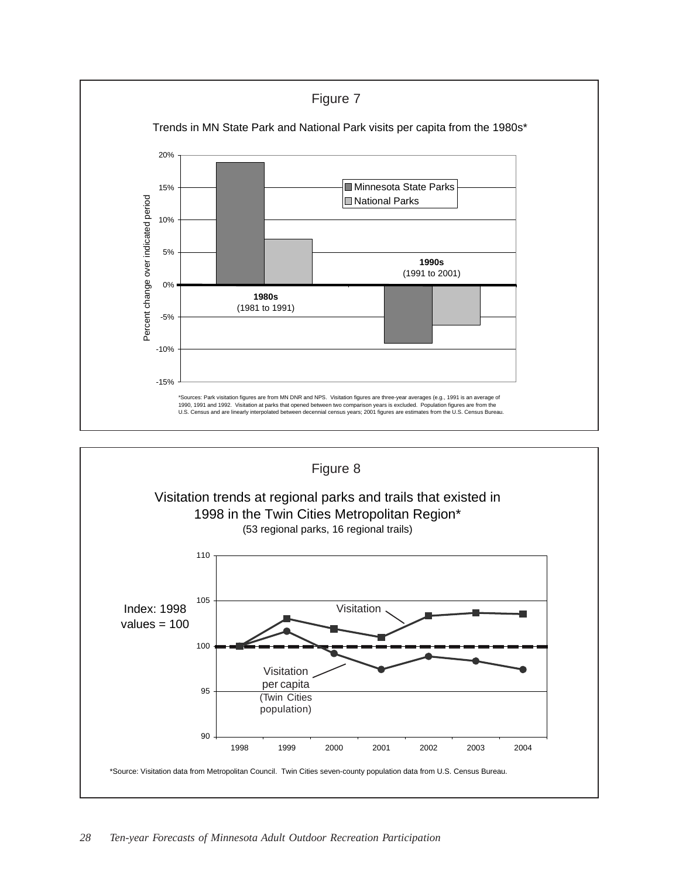Figure 7

Trends in MN State Park and National Park visits per capita from the 1980s*

Percent change over indicated period

| Period | Minnesota State Parks | National Parks |
|---|---|---|
| 1980s (1981 to 1991) | 19% | 7% |
| 1990s (1991 to 2001) | -9% | -6% |

*Sources: Park visitation figures are from MN DNR and NPS. Visitation figures are three-year averages (e.g., 1991 is an average of 1990, 1991 and 1992. Visitation at parks that opened between two comparison years is excluded. Population figures are from the U.S. Census and are linearly interpolated between decennial census years; 2001 figures are estimates from the U.S. Census Bureau.

Figure 8

Visitation trends at regional parks and trails that existed in 1998 in the Twin Cities Metropolitan Region*
(53 regional parks, 16 regional trails)

Index: 1998 values = 100

Lines: Visitation; Visitation per capita (Twin Cities population)

*Source: Visitation data from Metropolitan Council. Twin Cities seven-county population data from U.S. Census Bureau.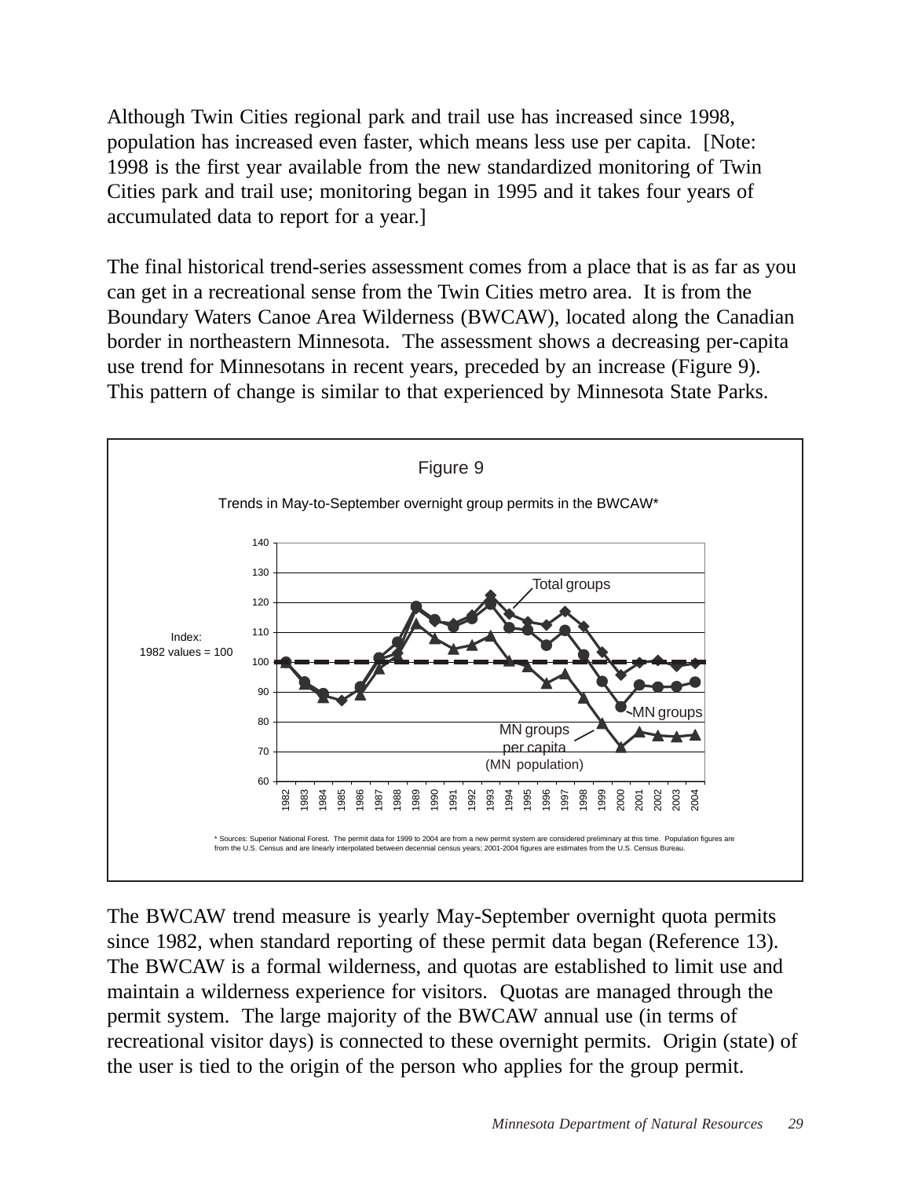Although Twin Cities regional park and trail use has increased since 1998, population has increased even faster, which means less use per capita. [Note: 1998 is the first year available from the new standardized monitoring of Twin Cities park and trail use; monitoring began in 1995 and it takes four years of accumulated data to report for a year.]

The final historical trend-series assessment comes from a place that is as far as you can get in a recreational sense from the Twin Cities metro area. It is from the Boundary Waters Canoe Area Wilderness (BWCAW), located along the Canadian border in northeastern Minnesota. The assessment shows a decreasing per-capita use trend for Minnesotans in recent years, preceded by an increase (Figure 9). This pattern of change is similar to that experienced by Minnesota State Parks.

Figure 9

Trends in May-to-September overnight group permits in the BWCAW*

Index: 1982 values = 100

Total groups

MN groups

MN groups per capita (MN population)

* Sources: Superior National Forest. The permit data for 1999 to 2004 are from a new permit system are considered preliminary at this time. Population figures are from the U.S. Census and are linearly interpolated between decennial census years; 2001-2004 figures are estimates from the U.S. Census Bureau.

The BWCAW trend measure is yearly May-September overnight quota permits since 1982, when standard reporting of these permit data began (Reference 13). The BWCAW is a formal wilderness, and quotas are established to limit use and maintain a wilderness experience for visitors. Quotas are managed through the permit system. The large majority of the BWCAW annual use (in terms of recreational visitor days) is connected to these overnight permits. Origin (state) of the user is tied to the origin of the person who applies for the group permit.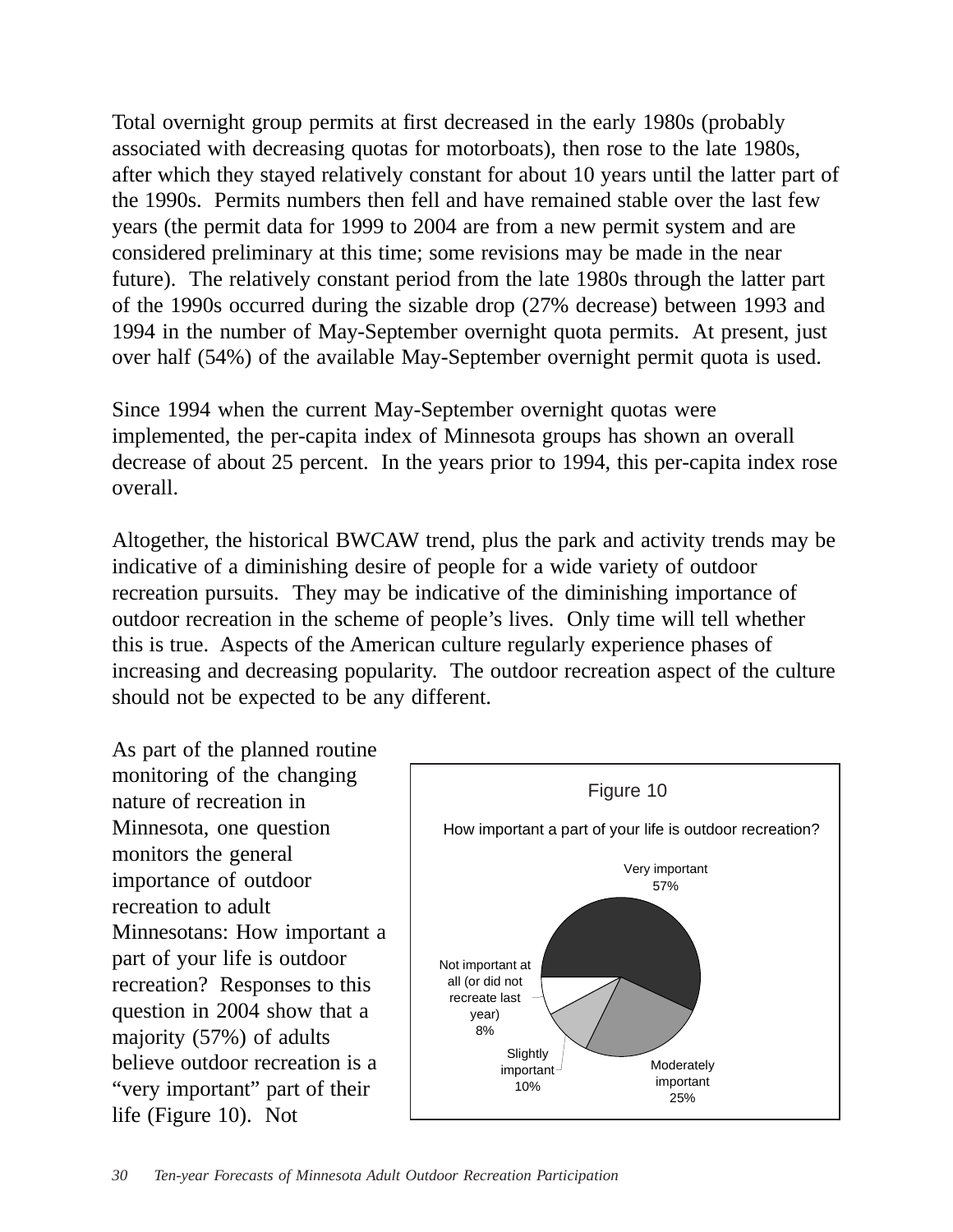Total overnight group permits at first decreased in the early 1980s (probably associated with decreasing quotas for motorboats), then rose to the late 1980s, after which they stayed relatively constant for about 10 years until the latter part of the 1990s. Permits numbers then fell and have remained stable over the last few years (the permit data for 1999 to 2004 are from a new permit system and are considered preliminary at this time; some revisions may be made in the near future). The relatively constant period from the late 1980s through the latter part of the 1990s occurred during the sizable drop (27% decrease) between 1993 and 1994 in the number of May-September overnight quota permits. At present, just over half (54%) of the available May-September overnight permit quota is used.

Since 1994 when the current May-September overnight quotas were implemented, the per-capita index of Minnesota groups has shown an overall decrease of about 25 percent. In the years prior to 1994, this per-capita index rose overall.

Altogether, the historical BWCAW trend, plus the park and activity trends may be indicative of a diminishing desire of people for a wide variety of outdoor recreation pursuits. They may be indicative of the diminishing importance of outdoor recreation in the scheme of people's lives. Only time will tell whether this is true. Aspects of the American culture regularly experience phases of increasing and decreasing popularity. The outdoor recreation aspect of the culture should not be expected to be any different.

As part of the planned routine monitoring of the changing nature of recreation in Minnesota, one question monitors the general importance of outdoor recreation to adult Minnesotans: How important a part of your life is outdoor recreation? Responses to this question in 2004 show that a majority (57%) of adults believe outdoor recreation is a "very important" part of their life (Figure 10). Not

Figure 10

How important a part of your life is outdoor recreation?

| Response | Percent |
|---|---|
| Very important | 57% |
| Moderately important | 25% |
| Slightly important | 10% |
| Not important at all (or did not recreate last year) | 8% |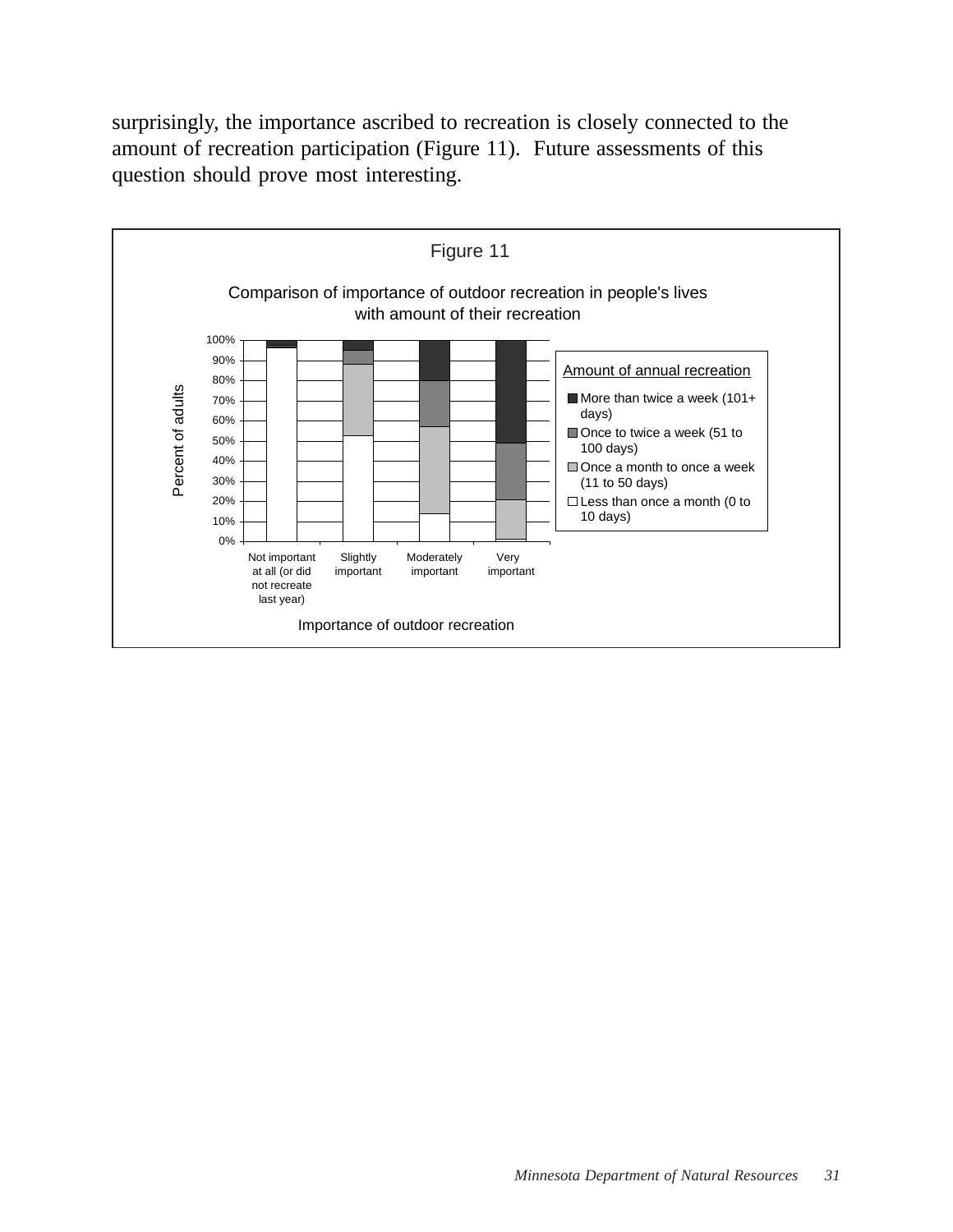surprisingly, the importance ascribed to recreation is closely connected to the amount of recreation participation (Figure 11). Future assessments of this question should prove most interesting.

Figure 11

Comparison of importance of outdoor recreation in people's lives with amount of their recreation

Percent of adults

100%
90%
80%
70%
60%
50%
40%
30%
20%
10%
0%

Not important at all (or did not recreate last year) | Slightly important | Moderately important | Very important

Importance of outdoor recreation

Amount of annual recreation

- More than twice a week (101+ days)
- Once to twice a week (51 to 100 days)
- Once a month to once a week (11 to 50 days)
- Less than once a month (0 to 10 days)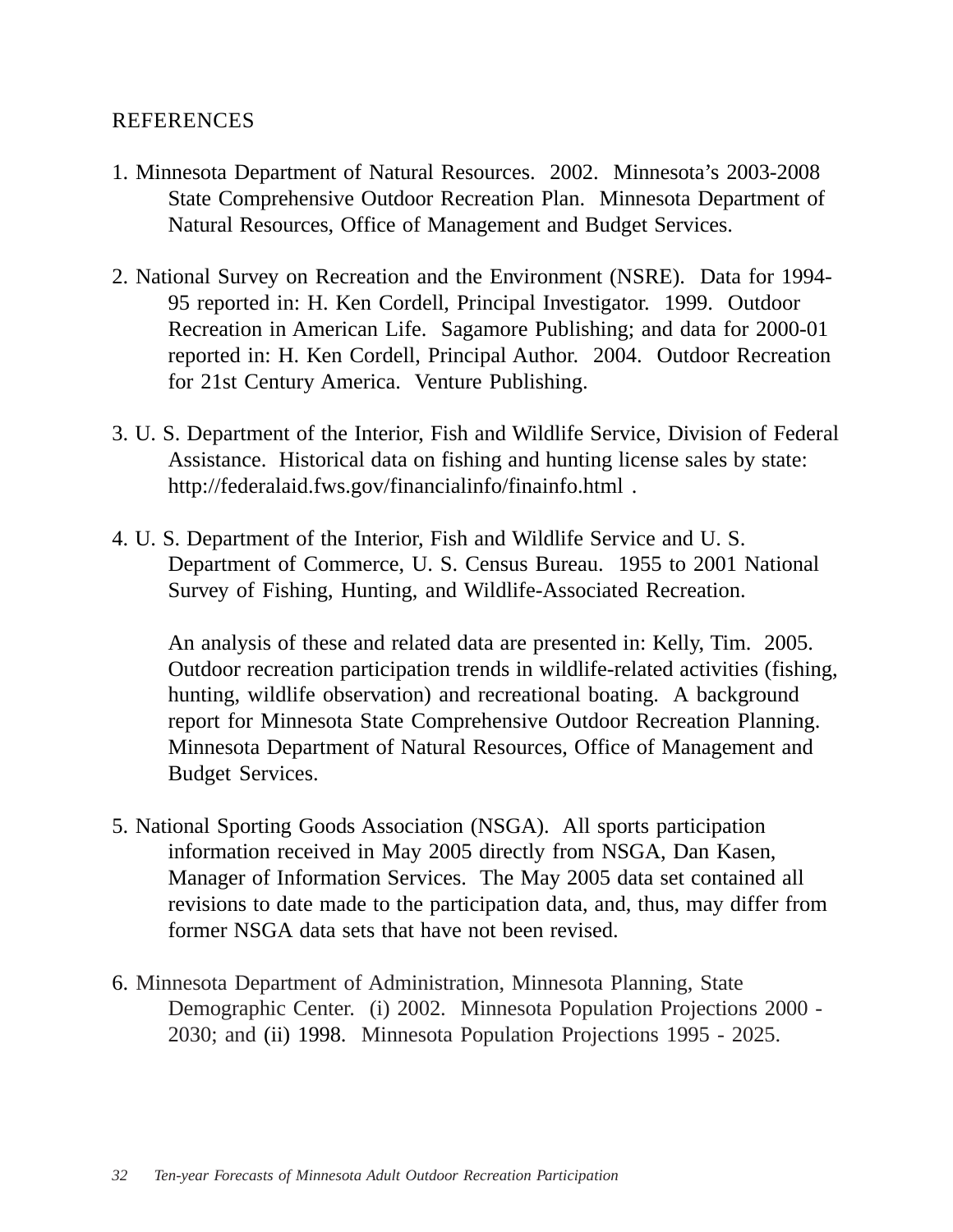## REFERENCES

1. Minnesota Department of Natural Resources. 2002. Minnesota's 2003-2008 State Comprehensive Outdoor Recreation Plan. Minnesota Department of Natural Resources, Office of Management and Budget Services.

2. National Survey on Recreation and the Environment (NSRE). Data for 1994-95 reported in: H. Ken Cordell, Principal Investigator. 1999. Outdoor Recreation in American Life. Sagamore Publishing; and data for 2000-01 reported in: H. Ken Cordell, Principal Author. 2004. Outdoor Recreation for 21st Century America. Venture Publishing.

3. U. S. Department of the Interior, Fish and Wildlife Service, Division of Federal Assistance. Historical data on fishing and hunting license sales by state: http://federalaid.fws.gov/financialinfo/finainfo.html .

4. U. S. Department of the Interior, Fish and Wildlife Service and U. S. Department of Commerce, U. S. Census Bureau. 1955 to 2001 National Survey of Fishing, Hunting, and Wildlife-Associated Recreation.

   An analysis of these and related data are presented in: Kelly, Tim. 2005. Outdoor recreation participation trends in wildlife-related activities (fishing, hunting, wildlife observation) and recreational boating. A background report for Minnesota State Comprehensive Outdoor Recreation Planning. Minnesota Department of Natural Resources, Office of Management and Budget Services.

5. National Sporting Goods Association (NSGA). All sports participation information received in May 2005 directly from NSGA, Dan Kasen, Manager of Information Services. The May 2005 data set contained all revisions to date made to the participation data, and, thus, may differ from former NSGA data sets that have not been revised.

6. Minnesota Department of Administration, Minnesota Planning, State Demographic Center. (i) 2002. Minnesota Population Projections 2000 - 2030; and (ii) 1998. Minnesota Population Projections 1995 - 2025.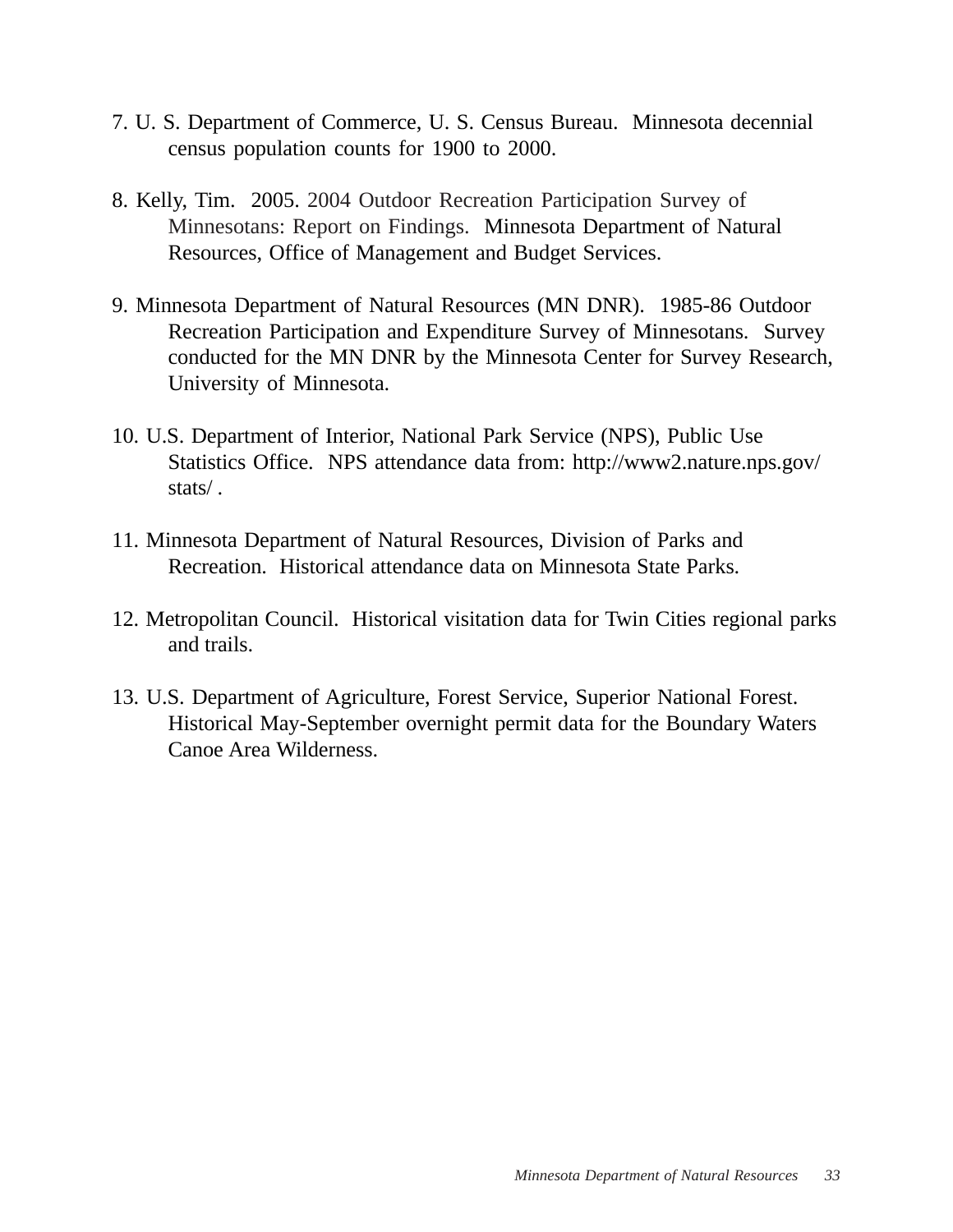7. U. S. Department of Commerce, U. S. Census Bureau.  Minnesota decennial census population counts for 1900 to 2000.

8. Kelly, Tim.  2005. 2004 Outdoor Recreation Participation Survey of Minnesotans: Report on Findings.  Minnesota Department of Natural Resources, Office of Management and Budget Services.

9. Minnesota Department of Natural Resources (MN DNR).  1985-86 Outdoor Recreation Participation and Expenditure Survey of Minnesotans.  Survey conducted for the MN DNR by the Minnesota Center for Survey Research, University of Minnesota.

10. U.S. Department of Interior, National Park Service (NPS), Public Use Statistics Office.  NPS attendance data from: http://www2.nature.nps.gov/stats/ .

11. Minnesota Department of Natural Resources, Division of Parks and Recreation.  Historical attendance data on Minnesota State Parks.

12. Metropolitan Council.  Historical visitation data for Twin Cities regional parks and trails.

13. U.S. Department of Agriculture, Forest Service, Superior National Forest. Historical May-September overnight permit data for the Boundary Waters Canoe Area Wilderness.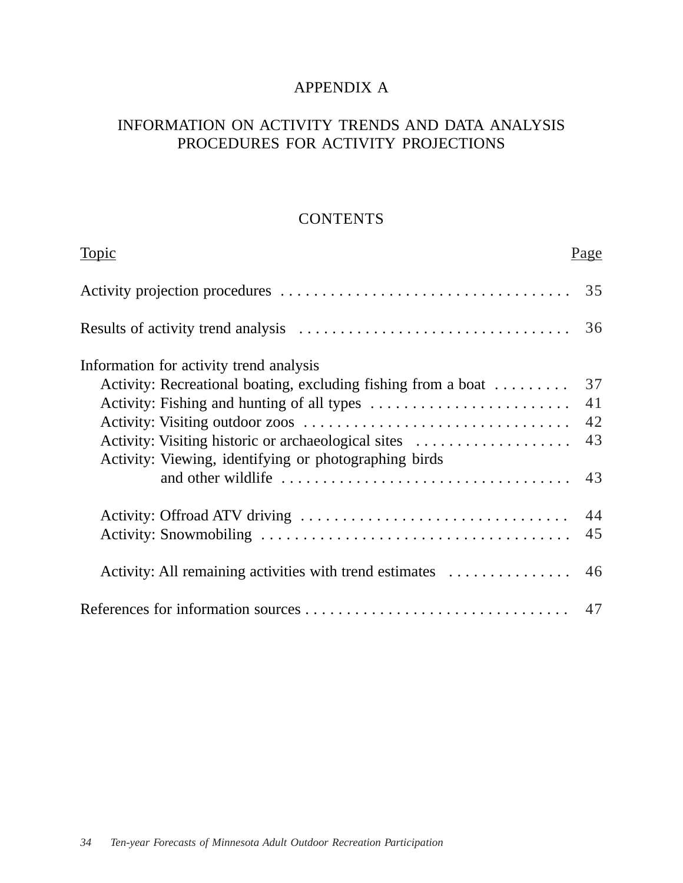# APPENDIX A

## INFORMATION ON ACTIVITY TRENDS AND DATA ANALYSIS PROCEDURES FOR ACTIVITY PROJECTIONS

### CONTENTS

| Topic | Page |
|---|---|
| Activity projection procedures | 35 |
| Results of activity trend analysis | 36 |
| Information for activity trend analysis | |
| Activity: Recreational boating, excluding fishing from a boat | 37 |
| Activity: Fishing and hunting of all types | 41 |
| Activity: Visiting outdoor zoos | 42 |
| Activity: Visiting historic or archaeological sites | 43 |
| Activity: Viewing, identifying or photographing birds and other wildlife | 43 |
| Activity: Offroad ATV driving | 44 |
| Activity: Snowmobiling | 45 |
| Activity: All remaining activities with trend estimates | 46 |
| References for information sources | 47 |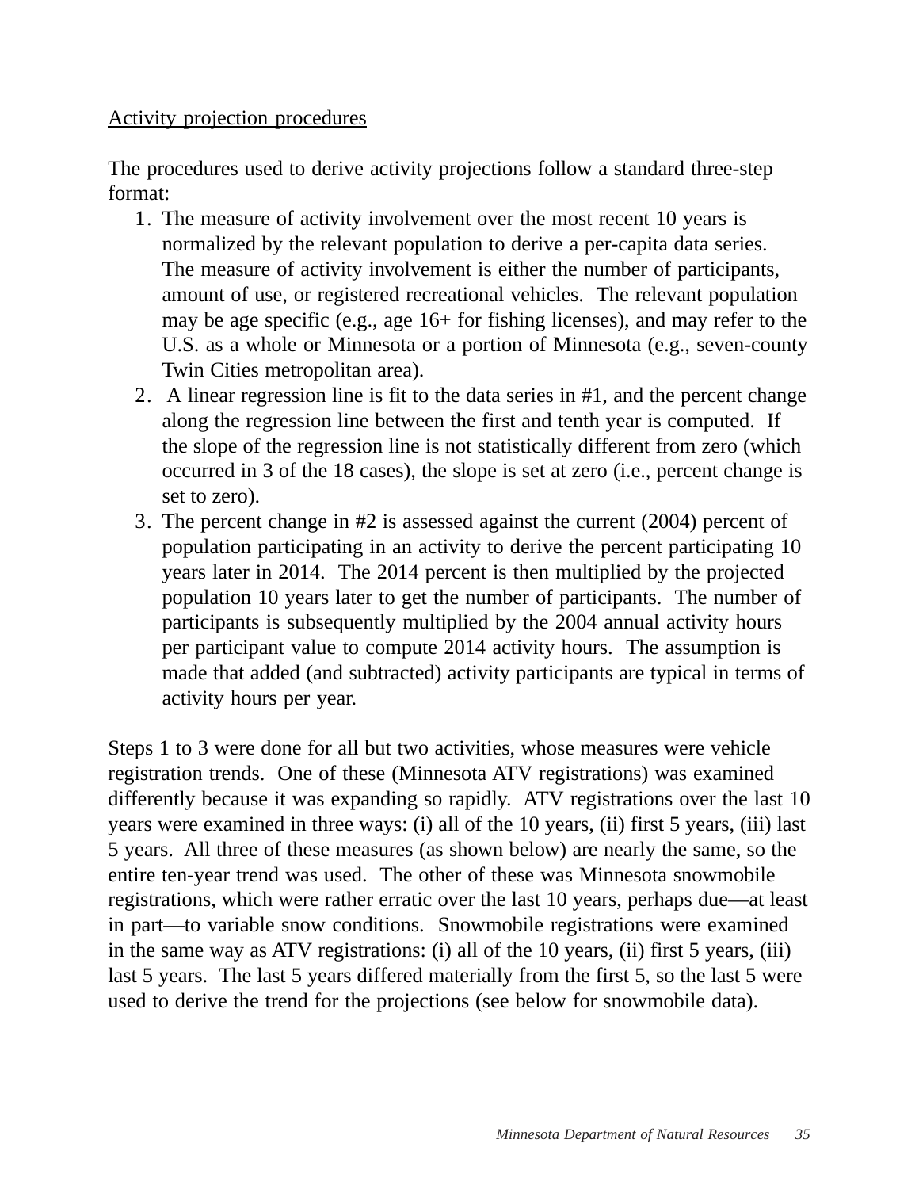Activity projection procedures

The procedures used to derive activity projections follow a standard three-step format:

1. The measure of activity involvement over the most recent 10 years is normalized by the relevant population to derive a per-capita data series. The measure of activity involvement is either the number of participants, amount of use, or registered recreational vehicles. The relevant population may be age specific (e.g., age 16+ for fishing licenses), and may refer to the U.S. as a whole or Minnesota or a portion of Minnesota (e.g., seven-county Twin Cities metropolitan area).
2. A linear regression line is fit to the data series in #1, and the percent change along the regression line between the first and tenth year is computed. If the slope of the regression line is not statistically different from zero (which occurred in 3 of the 18 cases), the slope is set at zero (i.e., percent change is set to zero).
3. The percent change in #2 is assessed against the current (2004) percent of population participating in an activity to derive the percent participating 10 years later in 2014. The 2014 percent is then multiplied by the projected population 10 years later to get the number of participants. The number of participants is subsequently multiplied by the 2004 annual activity hours per participant value to compute 2014 activity hours. The assumption is made that added (and subtracted) activity participants are typical in terms of activity hours per year.

Steps 1 to 3 were done for all but two activities, whose measures were vehicle registration trends. One of these (Minnesota ATV registrations) was examined differently because it was expanding so rapidly. ATV registrations over the last 10 years were examined in three ways: (i) all of the 10 years, (ii) first 5 years, (iii) last 5 years. All three of these measures (as shown below) are nearly the same, so the entire ten-year trend was used. The other of these was Minnesota snowmobile registrations, which were rather erratic over the last 10 years, perhaps due—at least in part—to variable snow conditions. Snowmobile registrations were examined in the same way as ATV registrations: (i) all of the 10 years, (ii) first 5 years, (iii) last 5 years. The last 5 years differed materially from the first 5, so the last 5 were used to derive the trend for the projections (see below for snowmobile data).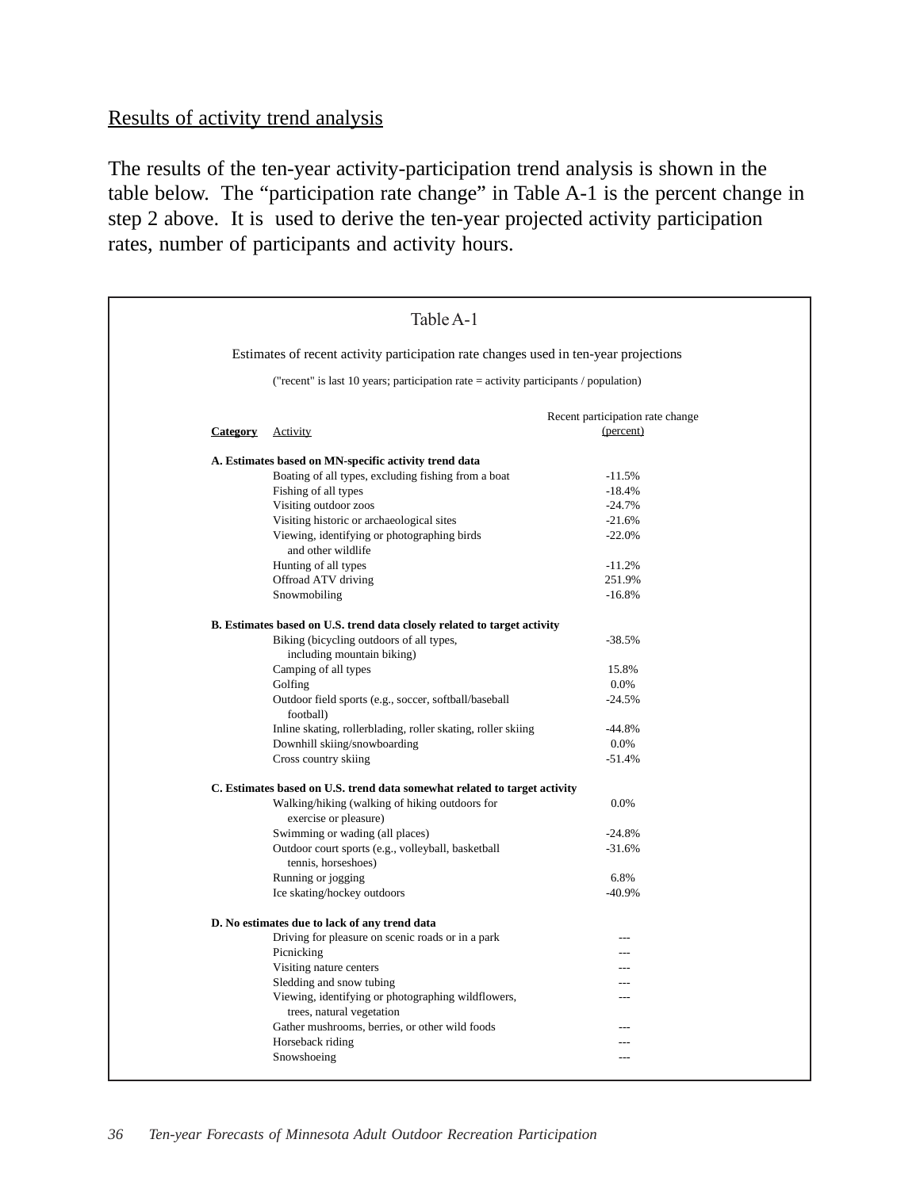Results of activity trend analysis

The results of the ten-year activity-participation trend analysis is shown in the table below. The "participation rate change" in Table A-1 is the percent change in step 2 above. It is used to derive the ten-year projected activity participation rates, number of participants and activity hours.

Table A-1

Estimates of recent activity participation rate changes used in ten-year projections

("recent" is last 10 years; participation rate = activity participants / population)

| Category | Activity | Recent participation rate change (percent) |
|---|---|---|
| **A. Estimates based on MN-specific activity trend data** | | |
| | Boating of all types, excluding fishing from a boat | -11.5% |
| | Fishing of all types | -18.4% |
| | Visiting outdoor zoos | -24.7% |
| | Visiting historic or archaeological sites | -21.6% |
| | Viewing, identifying or photographing birds and other wildlife | -22.0% |
| | Hunting of all types | -11.2% |
| | Offroad ATV driving | 251.9% |
| | Snowmobiling | -16.8% |
| **B. Estimates based on U.S. trend data closely related to target activity** | | |
| | Biking (bicycling outdoors of all types, including mountain biking) | -38.5% |
| | Camping of all types | 15.8% |
| | Golfing | 0.0% |
| | Outdoor field sports (e.g., soccer, softball/baseball football) | -24.5% |
| | Inline skating, rollerblading, roller skating, roller skiing | -44.8% |
| | Downhill skiing/snowboarding | 0.0% |
| | Cross country skiing | -51.4% |
| **C. Estimates based on U.S. trend data somewhat related to target activity** | | |
| | Walking/hiking (walking of hiking outdoors for exercise or pleasure) | 0.0% |
| | Swimming or wading (all places) | -24.8% |
| | Outdoor court sports (e.g., volleyball, basketball tennis, horseshoes) | -31.6% |
| | Running or jogging | 6.8% |
| | Ice skating/hockey outdoors | -40.9% |
| **D. No estimates due to lack of any trend data** | | |
| | Driving for pleasure on scenic roads or in a park | --- |
| | Picnicking | --- |
| | Visiting nature centers | --- |
| | Sledding and snow tubing | --- |
| | Viewing, identifying or photographing wildflowers, trees, natural vegetation | --- |
| | Gather mushrooms, berries, or other wild foods | --- |
| | Horseback riding | --- |
| | Snowshoeing | --- |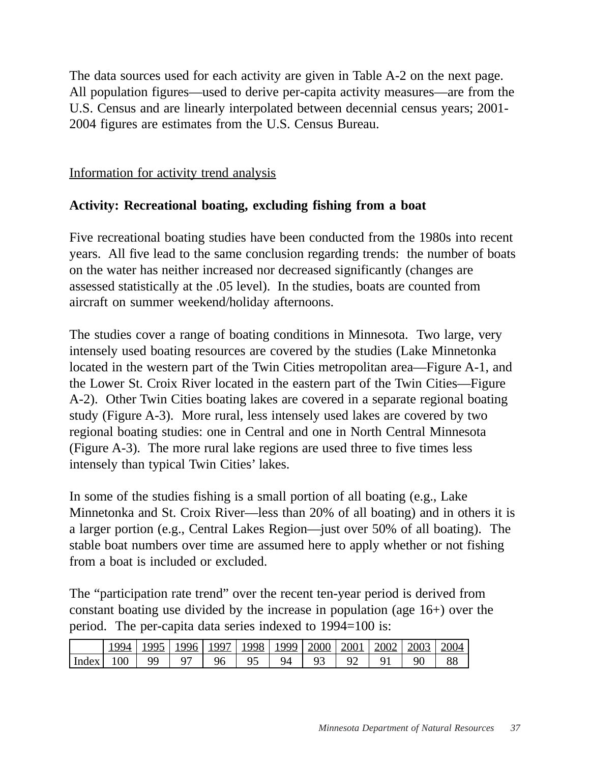The data sources used for each activity are given in Table A-2 on the next page. All population figures—used to derive per-capita activity measures—are from the U.S. Census and are linearly interpolated between decennial census years; 2001-2004 figures are estimates from the U.S. Census Bureau.

<u>Information for activity trend analysis</u>

**Activity: Recreational boating, excluding fishing from a boat**

Five recreational boating studies have been conducted from the 1980s into recent years. All five lead to the same conclusion regarding trends: the number of boats on the water has neither increased nor decreased significantly (changes are assessed statistically at the .05 level). In the studies, boats are counted from aircraft on summer weekend/holiday afternoons.

The studies cover a range of boating conditions in Minnesota. Two large, very intensely used boating resources are covered by the studies (Lake Minnetonka located in the western part of the Twin Cities metropolitan area—Figure A-1, and the Lower St. Croix River located in the eastern part of the Twin Cities—Figure A-2). Other Twin Cities boating lakes are covered in a separate regional boating study (Figure A-3). More rural, less intensely used lakes are covered by two regional boating studies: one in Central and one in North Central Minnesota (Figure A-3). The more rural lake regions are used three to five times less intensely than typical Twin Cities' lakes.

In some of the studies fishing is a small portion of all boating (e.g., Lake Minnetonka and St. Croix River—less than 20% of all boating) and in others it is a larger portion (e.g., Central Lakes Region—just over 50% of all boating). The stable boat numbers over time are assumed here to apply whether or not fishing from a boat is included or excluded.

The "participation rate trend" over the recent ten-year period is derived from constant boating use divided by the increase in population (age 16+) over the period. The per-capita data series indexed to 1994=100 is:

| | 1994 | 1995 | 1996 | 1997 | 1998 | 1999 | 2000 | 2001 | 2002 | 2003 | 2004 |
|---|---|---|---|---|---|---|---|---|---|---|---|
| Index | 100 | 99 | 97 | 96 | 95 | 94 | 93 | 92 | 91 | 90 | 88 |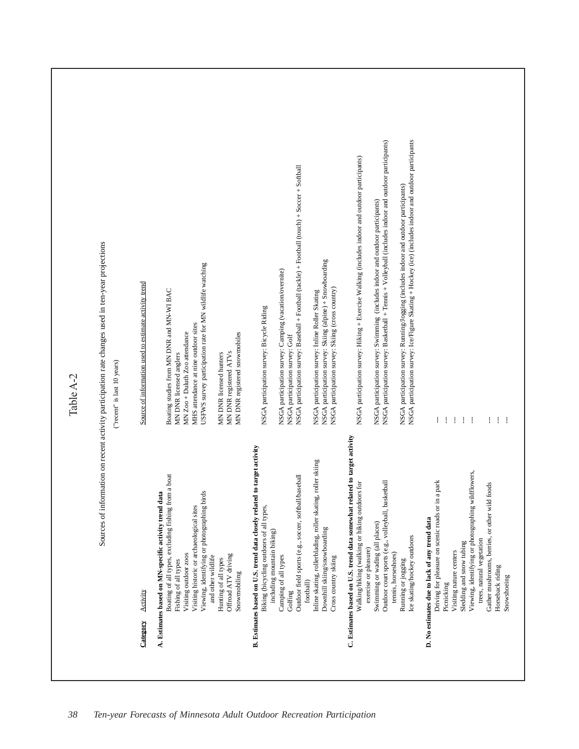# Table A-2

Sources of information on recent activity participation rate changes used in ten-year projections

("recent" is last 10 years)

| Category | Activity | Source of information used to estimate activity trend |
| --- | --- | --- |
| **A. Estimates based on MN-specific activity trend data** | | |
| | Boating of all types, excluding fishing from a boat | Boating studies from MN DNR and MN-WI BAC |
| | Fishing of all types | MN DNR licensed anglers |
| | Visiting outdoor zoos | MN Zoo + Duluth Zoo attendance |
| | Visiting historic or archaeological sites | MHS attendance at nine outdoor sites |
| | Viewing, identifying or photographing birds and other wildlife | USFWS survey participation rate for MN wildlife watching |
| | Hunting of all types | MN DNR licensed hunters |
| | Offroad ATV driving | MN DNR registered ATVs |
| | Snowmobiling | MN DNR registered snowmobiles |
| **B. Estimates based on U.S. trend data closely related to target activity** | | |
| | Biking (bicycling outdoors of all types, including mountain biking) | NSGA participation survey: Bicycle Riding |
| | Camping of all types | NSGA participation survey: Camping (vacation/overnite) |
| | Golfing | NSGA participation survey: Golf |
| | Outdoor field sports (e.g., soccer, softball/baseball football) | NSGA participation survey: Baseball + Football (tackle) + Football (touch) + Soccer + Softball |
| | Inline skating, rollerblading, roller skating, roller skiing | NSGA participation survey: Inline Roller Skating |
| | Downhill skiing/snowboarding | NSGA participation survey: Skiing (alpine) + Snowboarding |
| | Cross country skiing | NSGA participation survey: Skiing (cross country) |
| **C. Estimates based on U.S. trend data somewhat related to target activity** | | |
| | Walking/hiking (walking or hiking outdoors for exercise or pleasure) | NSGA participation survey: Hiking + Exercise Walking (includes indoor and outdoor participants) |
| | Swimming or wading (all places) | NSGA participation survey: Swimming (includes indoor and outdoor participants) |
| | Outdoor court sports (e.g., volleyball, basketball tennis, horseshoes) | NSGA participation survey: Basketball + Tennis + Volleyball (includes indoor and outdoor participants) |
| | Running or jogging | NSGA participation survey: Running/Jogging (includes indoor and outdoor participants) |
| | Ice skating/hockey outdoors | NSGA participation survey: Ice/Figure Skating + Hockey (ice) (includes indoor and outdoor participants |
| **D. No estimates due to lack of any trend data** | | |
| | Driving for pleasure on scenic roads or in a park | --- |
| | Picnicking | --- |
| | Visiting nature centers | --- |
| | Sledding and snow tubing | --- |
| | Viewing, identifying or photographing wildflowers, trees, natural vegetation | --- |
| | Gather mushrooms, berries, or other wild foods | --- |
| | Horseback riding | --- |
| | Snowshoeing | --- |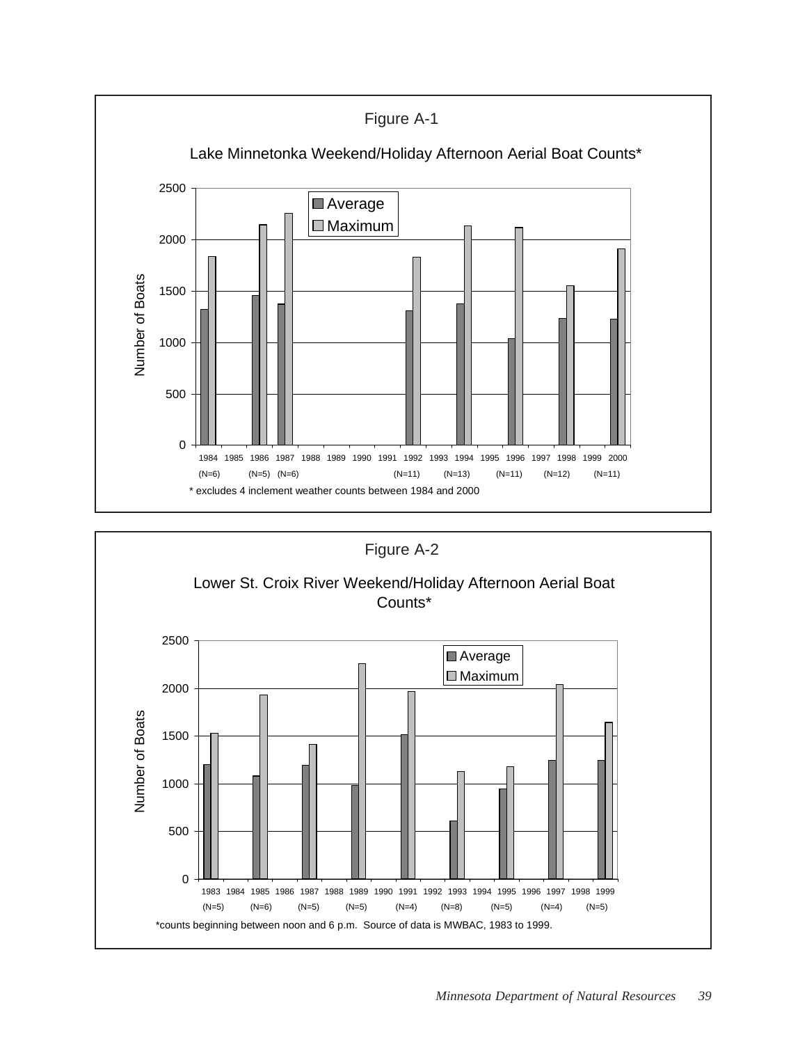Figure A-1

Lake Minnetonka Weekend/Holiday Afternoon Aerial Boat Counts*

* excludes 4 inclement weather counts between 1984 and 2000

Figure A-2

Lower St. Croix River Weekend/Holiday Afternoon Aerial Boat Counts*

*counts beginning between noon and 6 p.m. Source of data is MWBAC, 1983 to 1999.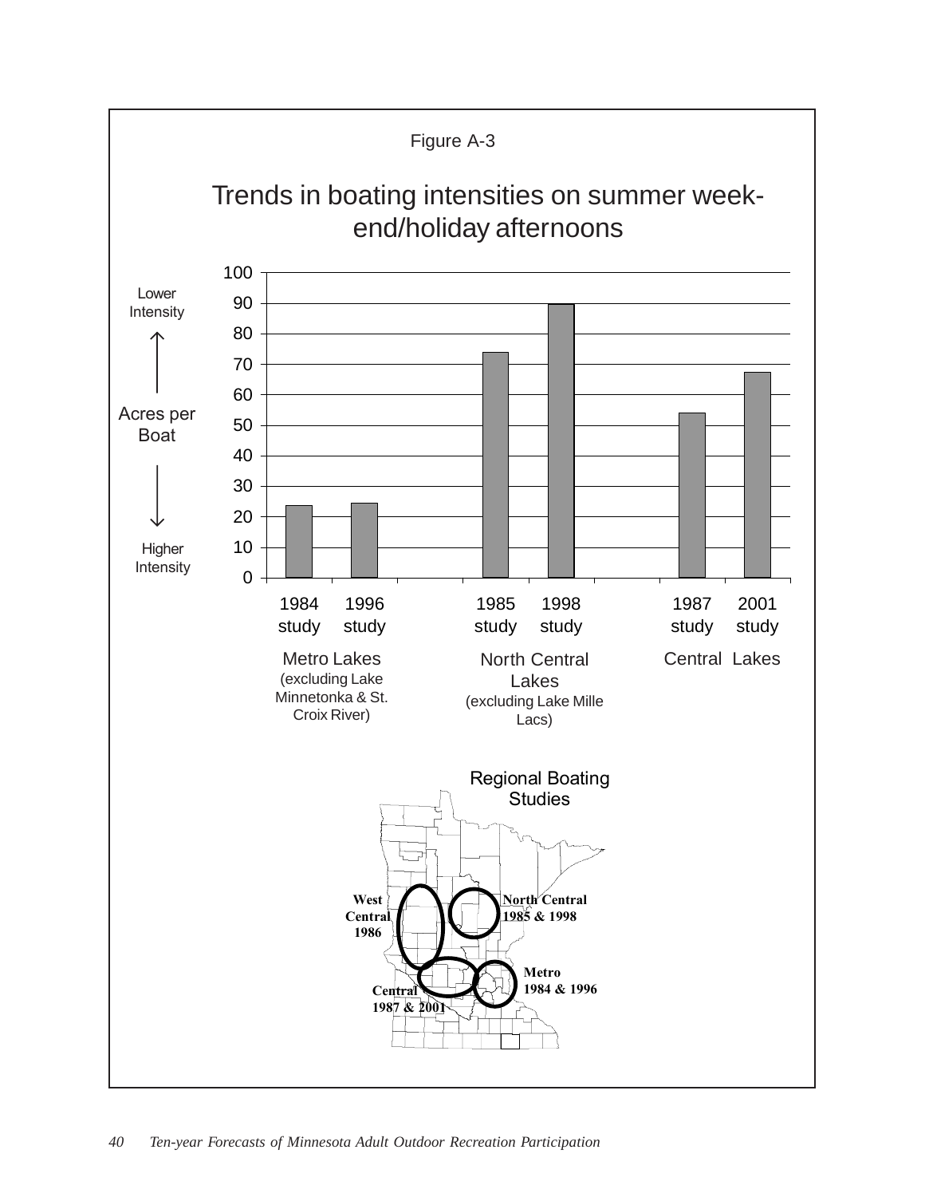Figure A-3

# Trends in boating intensities on summer week-end/holiday afternoons

Acres per Boat (Lower Intensity ↑ / ↓ Higher Intensity)

| Region | Study | Acres per Boat (approx.) |
|---|---|---|
| Metro Lakes (excluding Lake Minnetonka & St. Croix River) | 1984 study | 24 |
| | 1996 study | 24 |
| North Central Lakes (excluding Lake Mille Lacs) | 1985 study | 74 |
| | 1998 study | 90 |
| Central Lakes | 1987 study | 54 |
| | 2001 study | 67 |

Regional Boating Studies

West Central 1986

North Central 1985 & 1998

Metro 1984 & 1996

Central 1987 & 2001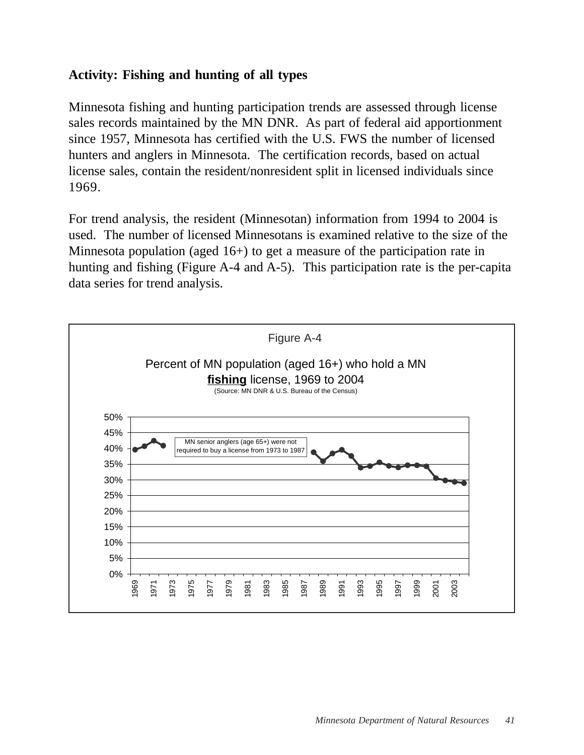**Activity: Fishing and hunting of all types**

Minnesota fishing and hunting participation trends are assessed through license sales records maintained by the MN DNR. As part of federal aid apportionment since 1957, Minnesota has certified with the U.S. FWS the number of licensed hunters and anglers in Minnesota. The certification records, based on actual license sales, contain the resident/nonresident split in licensed individuals since 1969.

For trend analysis, the resident (Minnesotan) information from 1994 to 2004 is used. The number of licensed Minnesotans is examined relative to the size of the Minnesota population (aged 16+) to get a measure of the participation rate in hunting and fishing (Figure A-4 and A-5). This participation rate is the per-capita data series for trend analysis.

Figure A-4

Percent of MN population (aged 16+) who hold a MN **fishing** license, 1969 to 2004

(Source: MN DNR & U.S. Bureau of the Census)

MN senior anglers (age 65+) were not required to buy a license from 1973 to 1987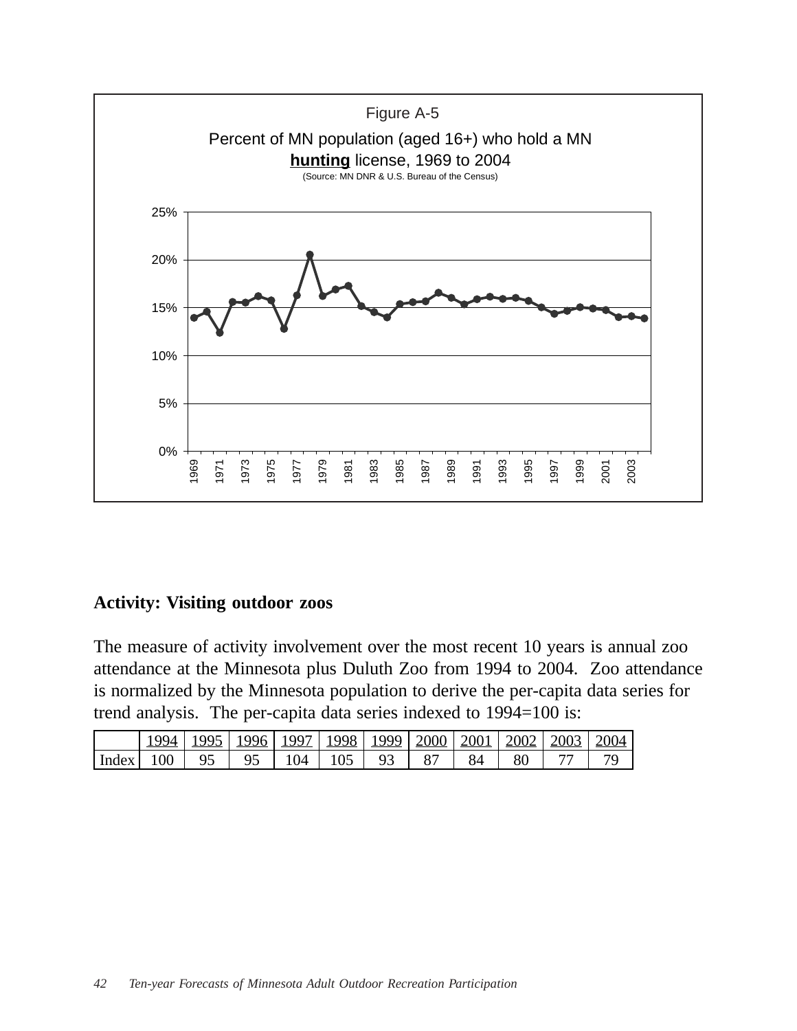Figure A-5

Percent of MN population (aged 16+) who hold a MN **hunting** license, 1969 to 2004

(Source: MN DNR & U.S. Bureau of the Census)

### Activity: Visiting outdoor zoos

The measure of activity involvement over the most recent 10 years is annual zoo attendance at the Minnesota plus Duluth Zoo from 1994 to 2004. Zoo attendance is normalized by the Minnesota population to derive the per-capita data series for trend analysis. The per-capita data series indexed to 1994=100 is:

| | 1994 | 1995 | 1996 | 1997 | 1998 | 1999 | 2000 | 2001 | 2002 | 2003 | 2004 |
|---|---|---|---|---|---|---|---|---|---|---|---|
| Index | 100 | 95 | 95 | 104 | 105 | 93 | 87 | 84 | 80 | 77 | 79 |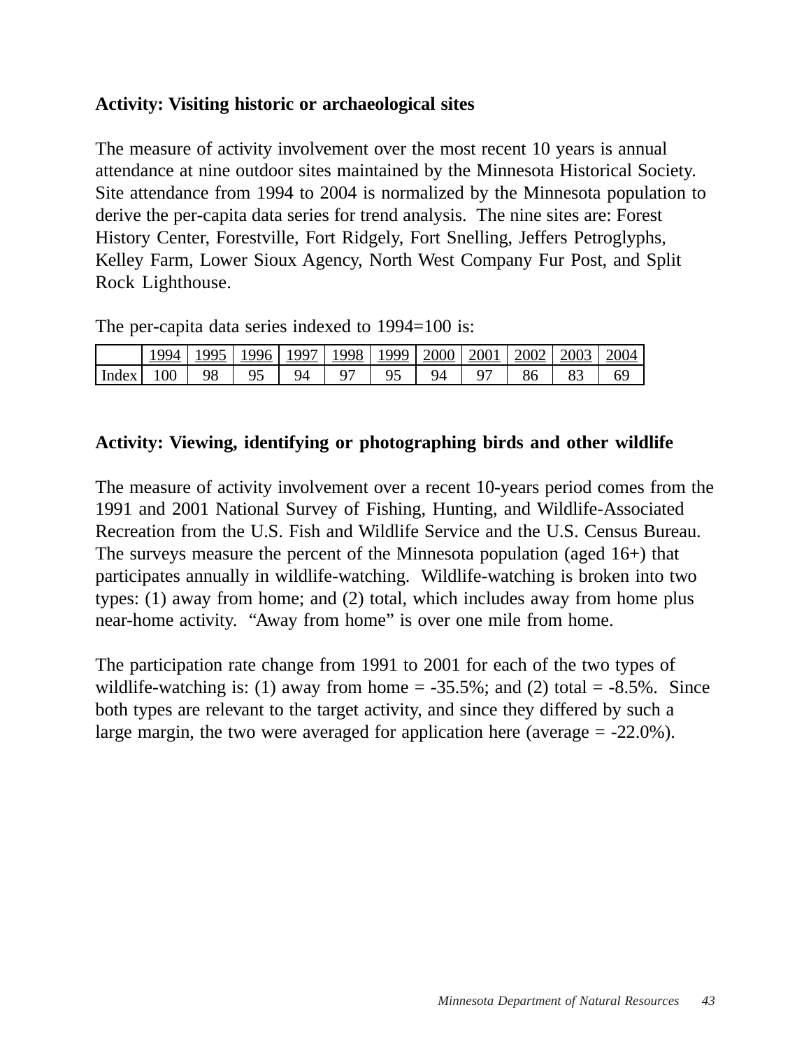**Activity: Visiting historic or archaeological sites**

The measure of activity involvement over the most recent 10 years is annual attendance at nine outdoor sites maintained by the Minnesota Historical Society. Site attendance from 1994 to 2004 is normalized by the Minnesota population to derive the per-capita data series for trend analysis. The nine sites are: Forest History Center, Forestville, Fort Ridgely, Fort Snelling, Jeffers Petroglyphs, Kelley Farm, Lower Sioux Agency, North West Company Fur Post, and Split Rock Lighthouse.

The per-capita data series indexed to 1994=100 is:

| | 1994 | 1995 | 1996 | 1997 | 1998 | 1999 | 2000 | 2001 | 2002 | 2003 | 2004 |
|---|---|---|---|---|---|---|---|---|---|---|---|
| Index | 100 | 98 | 95 | 94 | 97 | 95 | 94 | 97 | 86 | 83 | 69 |

**Activity: Viewing, identifying or photographing birds and other wildlife**

The measure of activity involvement over a recent 10-years period comes from the 1991 and 2001 National Survey of Fishing, Hunting, and Wildlife-Associated Recreation from the U.S. Fish and Wildlife Service and the U.S. Census Bureau. The surveys measure the percent of the Minnesota population (aged 16+) that participates annually in wildlife-watching. Wildlife-watching is broken into two types: (1) away from home; and (2) total, which includes away from home plus near-home activity. "Away from home" is over one mile from home.

The participation rate change from 1991 to 2001 for each of the two types of wildlife-watching is: (1) away from home = -35.5%; and (2) total = -8.5%. Since both types are relevant to the target activity, and since they differed by such a large margin, the two were averaged for application here (average = -22.0%).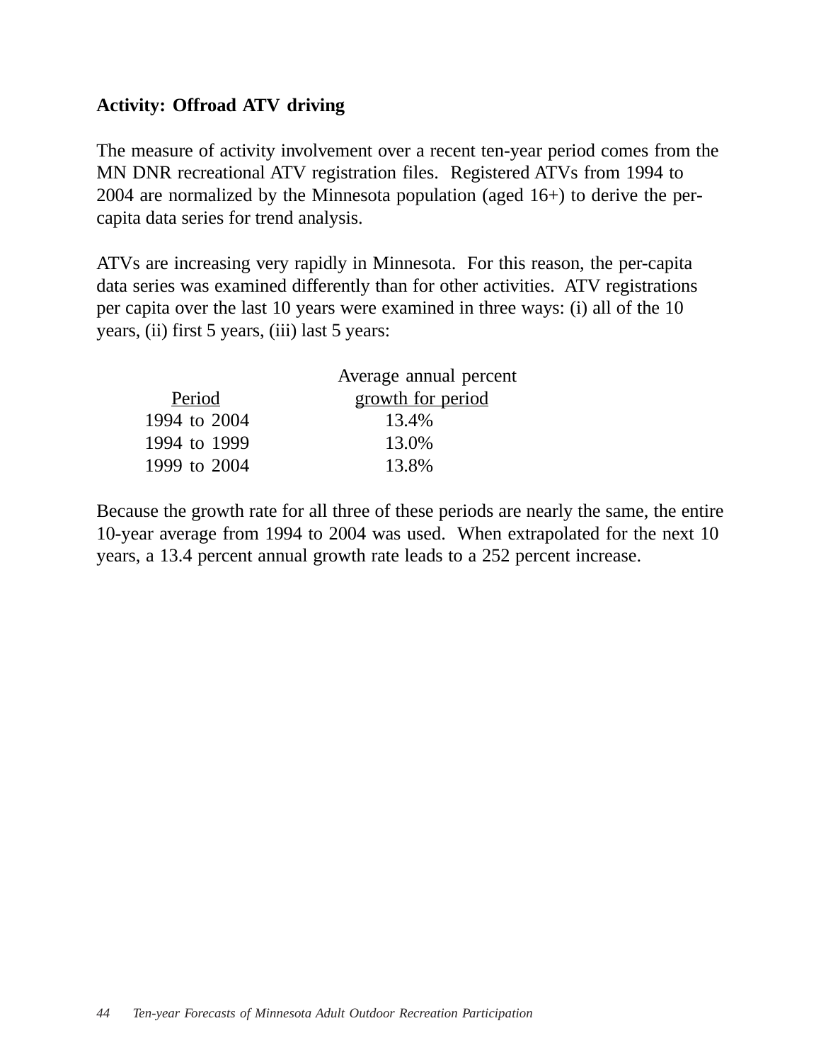**Activity: Offroad ATV driving**

The measure of activity involvement over a recent ten-year period comes from the MN DNR recreational ATV registration files. Registered ATVs from 1994 to 2004 are normalized by the Minnesota population (aged 16+) to derive the per-capita data series for trend analysis.

ATVs are increasing very rapidly in Minnesota. For this reason, the per-capita data series was examined differently than for other activities. ATV registrations per capita over the last 10 years were examined in three ways: (i) all of the 10 years, (ii) first 5 years, (iii) last 5 years:

| Period | Average annual percent growth for period |
|---|---|
| 1994 to 2004 | 13.4% |
| 1994 to 1999 | 13.0% |
| 1999 to 2004 | 13.8% |

Because the growth rate for all three of these periods are nearly the same, the entire 10-year average from 1994 to 2004 was used. When extrapolated for the next 10 years, a 13.4 percent annual growth rate leads to a 252 percent increase.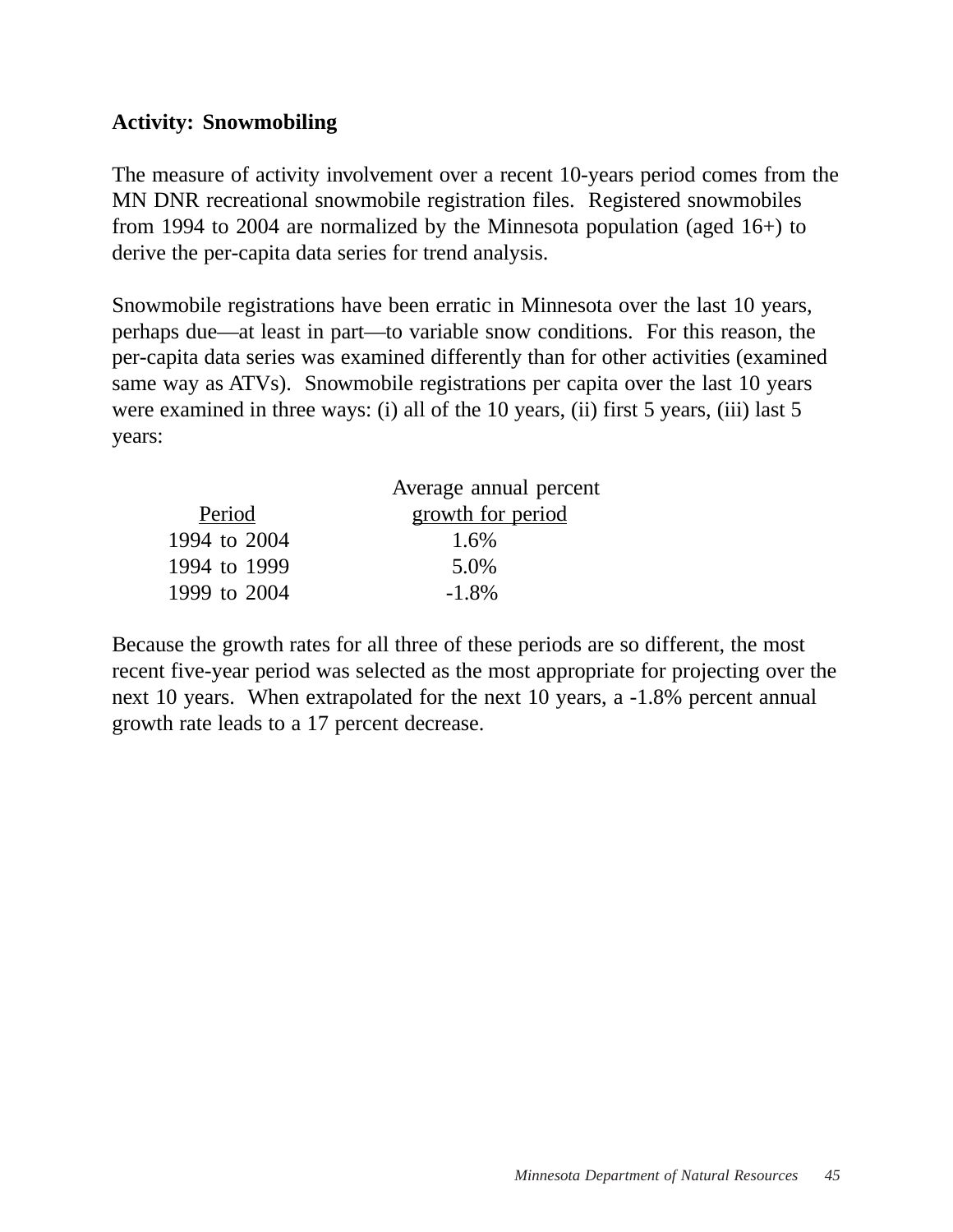**Activity: Snowmobiling**

The measure of activity involvement over a recent 10-years period comes from the MN DNR recreational snowmobile registration files. Registered snowmobiles from 1994 to 2004 are normalized by the Minnesota population (aged 16+) to derive the per-capita data series for trend analysis.

Snowmobile registrations have been erratic in Minnesota over the last 10 years, perhaps due—at least in part—to variable snow conditions. For this reason, the per-capita data series was examined differently than for other activities (examined same way as ATVs). Snowmobile registrations per capita over the last 10 years were examined in three ways: (i) all of the 10 years, (ii) first 5 years, (iii) last 5 years:

| Period | Average annual percent growth for period |
|---|---|
| 1994 to 2004 | 1.6% |
| 1994 to 1999 | 5.0% |
| 1999 to 2004 | -1.8% |

Because the growth rates for all three of these periods are so different, the most recent five-year period was selected as the most appropriate for projecting over the next 10 years. When extrapolated for the next 10 years, a -1.8% percent annual growth rate leads to a 17 percent decrease.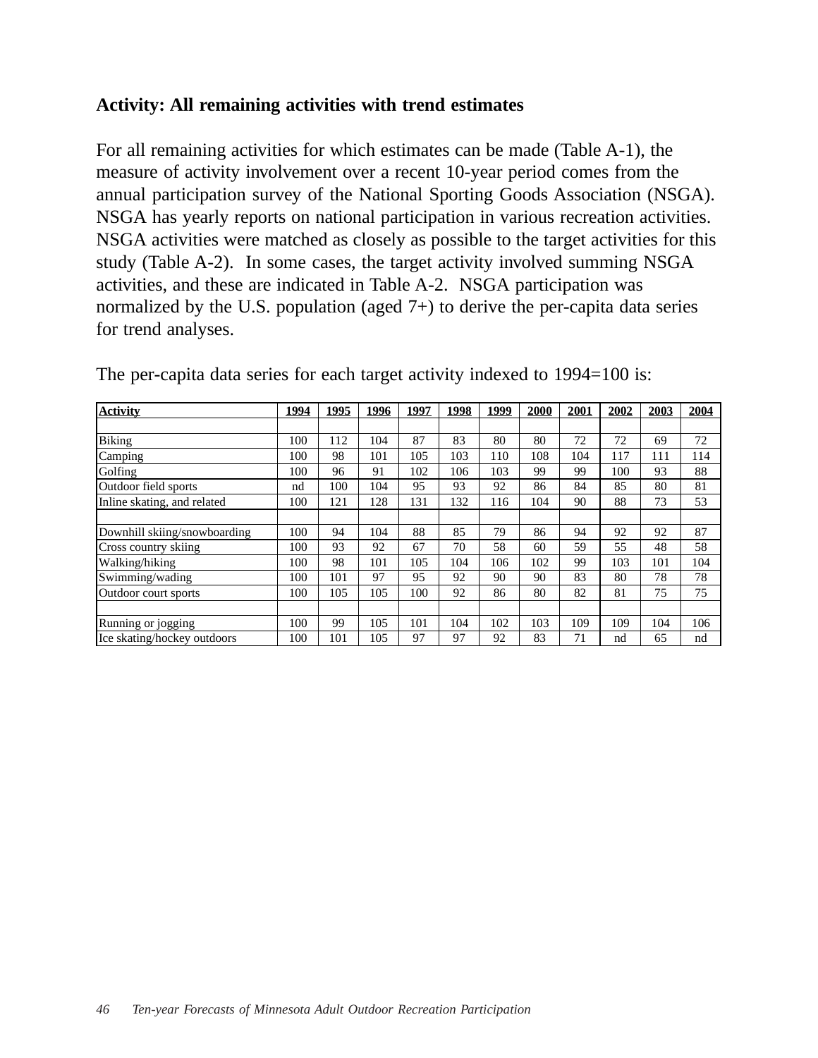**Activity: All remaining activities with trend estimates**

For all remaining activities for which estimates can be made (Table A-1), the measure of activity involvement over a recent 10-year period comes from the annual participation survey of the National Sporting Goods Association (NSGA). NSGA has yearly reports on national participation in various recreation activities. NSGA activities were matched as closely as possible to the target activities for this study (Table A-2). In some cases, the target activity involved summing NSGA activities, and these are indicated in Table A-2. NSGA participation was normalized by the U.S. population (aged 7+) to derive the per-capita data series for trend analyses.

The per-capita data series for each target activity indexed to 1994=100 is:

| Activity | 1994 | 1995 | 1996 | 1997 | 1998 | 1999 | 2000 | 2001 | 2002 | 2003 | 2004 |
|---|---|---|---|---|---|---|---|---|---|---|---|
| | | | | | | | | | | | |
| Biking | 100 | 112 | 104 | 87 | 83 | 80 | 80 | 72 | 72 | 69 | 72 |
| Camping | 100 | 98 | 101 | 105 | 103 | 110 | 108 | 104 | 117 | 111 | 114 |
| Golfing | 100 | 96 | 91 | 102 | 106 | 103 | 99 | 99 | 100 | 93 | 88 |
| Outdoor field sports | nd | 100 | 104 | 95 | 93 | 92 | 86 | 84 | 85 | 80 | 81 |
| Inline skating, and related | 100 | 121 | 128 | 131 | 132 | 116 | 104 | 90 | 88 | 73 | 53 |
| | | | | | | | | | | | |
| Downhill skiing/snowboarding | 100 | 94 | 104 | 88 | 85 | 79 | 86 | 94 | 92 | 92 | 87 |
| Cross country skiing | 100 | 93 | 92 | 67 | 70 | 58 | 60 | 59 | 55 | 48 | 58 |
| Walking/hiking | 100 | 98 | 101 | 105 | 104 | 106 | 102 | 99 | 103 | 101 | 104 |
| Swimming/wading | 100 | 101 | 97 | 95 | 92 | 90 | 90 | 83 | 80 | 78 | 78 |
| Outdoor court sports | 100 | 105 | 105 | 100 | 92 | 86 | 80 | 82 | 81 | 75 | 75 |
| | | | | | | | | | | | |
| Running or jogging | 100 | 99 | 105 | 101 | 104 | 102 | 103 | 109 | 109 | 104 | 106 |
| Ice skating/hockey outdoors | 100 | 101 | 105 | 97 | 97 | 92 | 83 | 71 | nd | 65 | nd |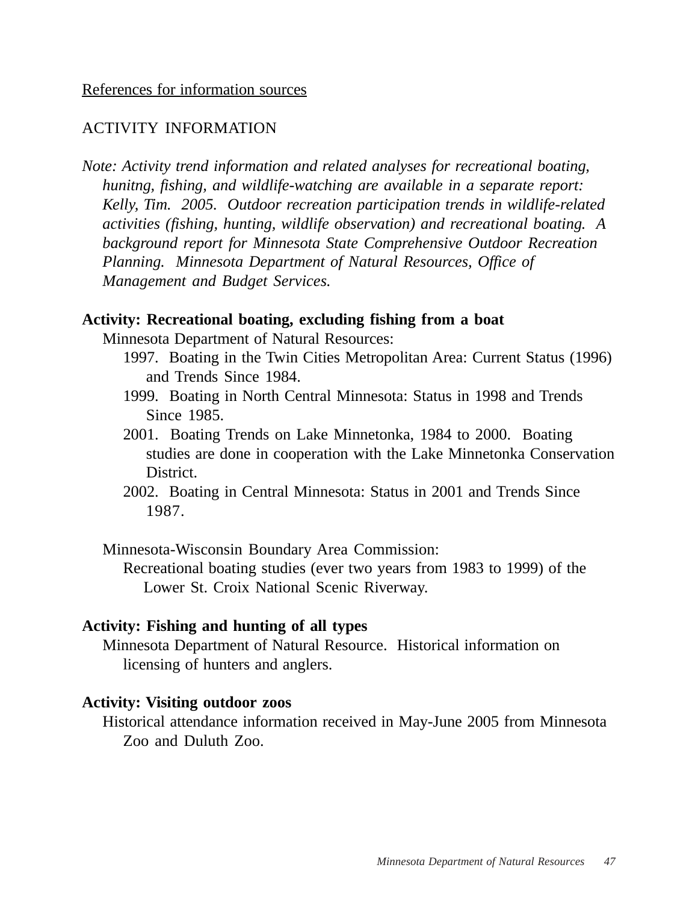References for information sources

ACTIVITY INFORMATION

*Note: Activity trend information and related analyses for recreational boating, hunitng, fishing, and wildlife-watching are available in a separate report: Kelly, Tim. 2005. Outdoor recreation participation trends in wildlife-related activities (fishing, hunting, wildlife observation) and recreational boating. A background report for Minnesota State Comprehensive Outdoor Recreation Planning. Minnesota Department of Natural Resources, Office of Management and Budget Services.*

**Activity: Recreational boating, excluding fishing from a boat**

Minnesota Department of Natural Resources:

- 1997. Boating in the Twin Cities Metropolitan Area: Current Status (1996) and Trends Since 1984.
- 1999. Boating in North Central Minnesota: Status in 1998 and Trends Since 1985.
- 2001. Boating Trends on Lake Minnetonka, 1984 to 2000. Boating studies are done in cooperation with the Lake Minnetonka Conservation District.
- 2002. Boating in Central Minnesota: Status in 2001 and Trends Since 1987.

Minnesota-Wisconsin Boundary Area Commission:

- Recreational boating studies (ever two years from 1983 to 1999) of the Lower St. Croix National Scenic Riverway.

**Activity: Fishing and hunting of all types**

Minnesota Department of Natural Resource. Historical information on licensing of hunters and anglers.

**Activity: Visiting outdoor zoos**

Historical attendance information received in May-June 2005 from Minnesota Zoo and Duluth Zoo.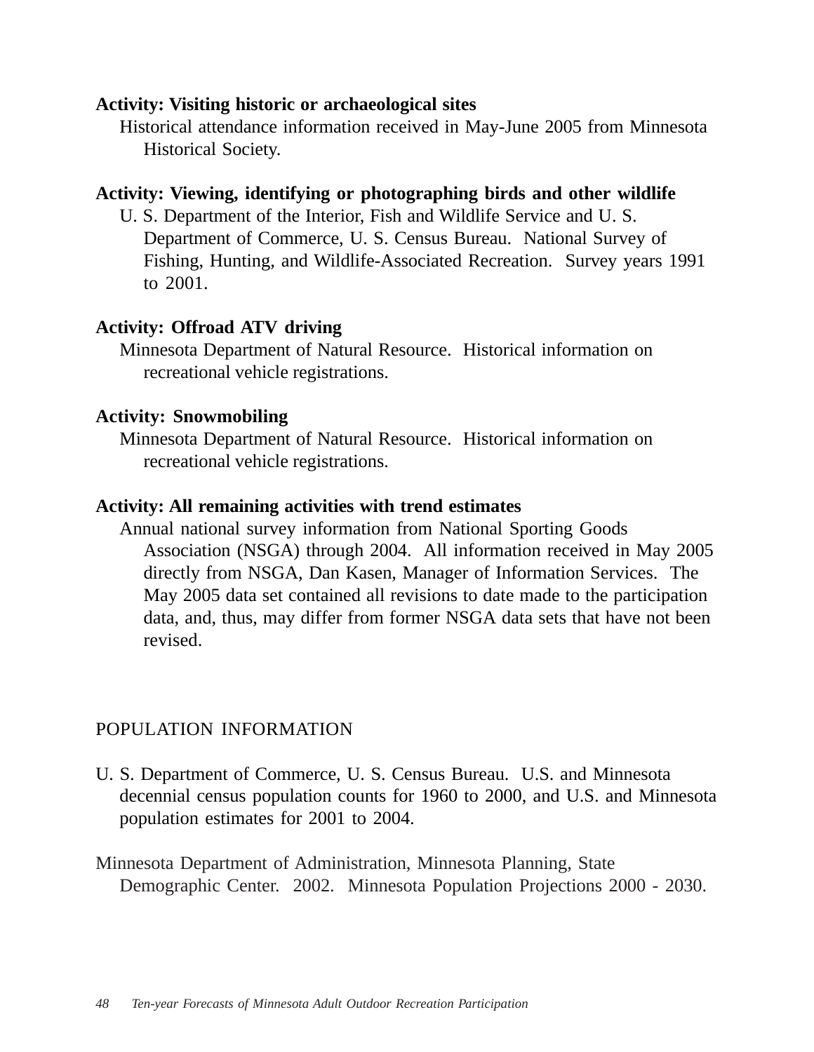**Activity: Visiting historic or archaeological sites**

Historical attendance information received in May-June 2005 from Minnesota Historical Society.

**Activity: Viewing, identifying or photographing birds and other wildlife**

U. S. Department of the Interior, Fish and Wildlife Service and U. S. Department of Commerce, U. S. Census Bureau. National Survey of Fishing, Hunting, and Wildlife-Associated Recreation. Survey years 1991 to 2001.

**Activity: Offroad ATV driving**

Minnesota Department of Natural Resource. Historical information on recreational vehicle registrations.

**Activity: Snowmobiling**

Minnesota Department of Natural Resource. Historical information on recreational vehicle registrations.

**Activity: All remaining activities with trend estimates**

Annual national survey information from National Sporting Goods Association (NSGA) through 2004. All information received in May 2005 directly from NSGA, Dan Kasen, Manager of Information Services. The May 2005 data set contained all revisions to date made to the participation data, and, thus, may differ from former NSGA data sets that have not been revised.

## POPULATION INFORMATION

U. S. Department of Commerce, U. S. Census Bureau. U.S. and Minnesota decennial census population counts for 1960 to 2000, and U.S. and Minnesota population estimates for 2001 to 2004.

Minnesota Department of Administration, Minnesota Planning, State Demographic Center. 2002. Minnesota Population Projections 2000 - 2030.